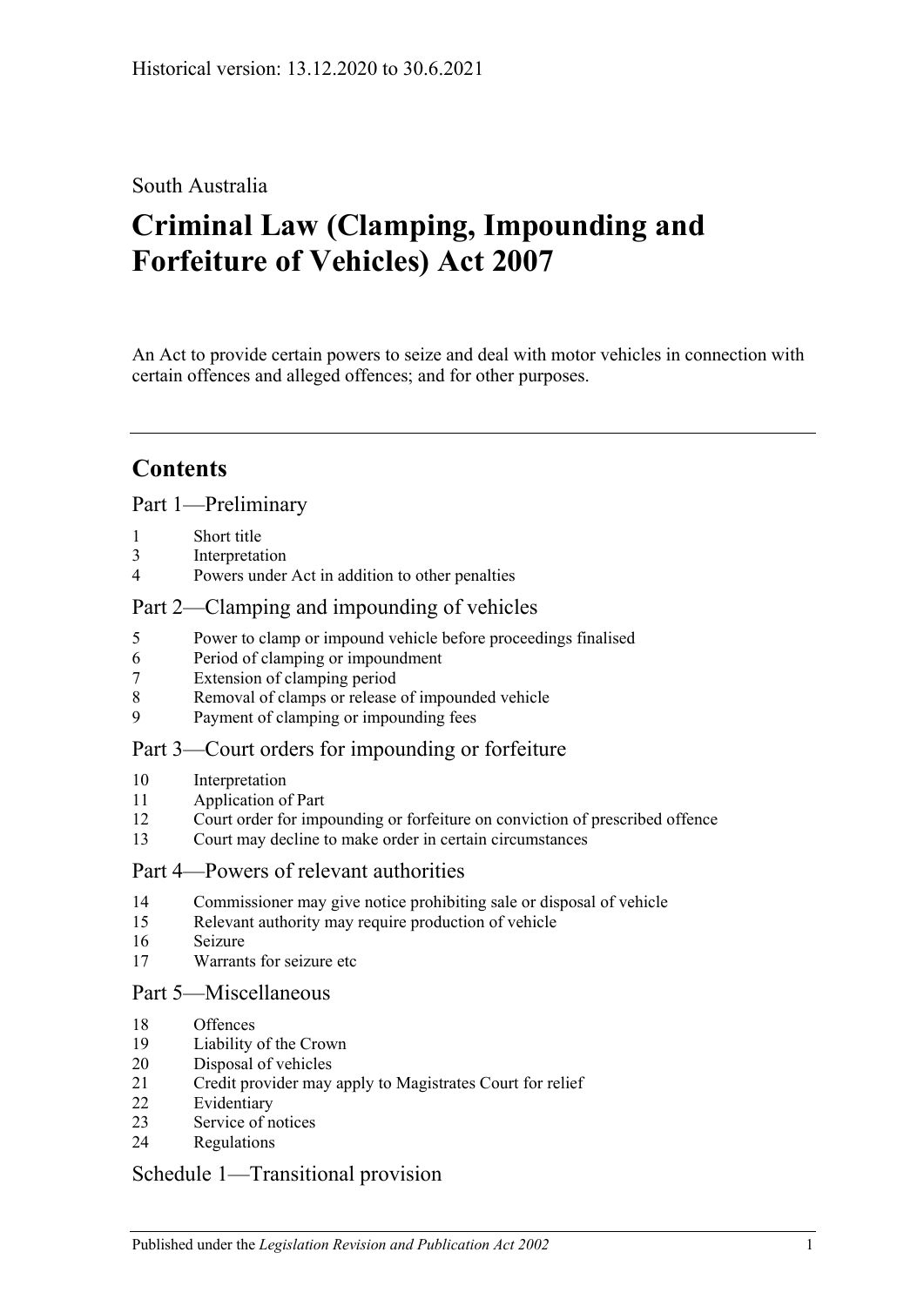Historical version: 13.12.2020 to 30.6.2021

South Australia

# Criminal Law (Clamping, Impounding and Forfeiture of Vehicles) Act 2007

An Act to provide certain powers to seize and deal with motor vehicles in connection with certain offences and alleged offences; and for other purposes.

## Contents

Part 1—Preliminary

1 Short title
3 Interpretation
4 Powers under Act in addition to other penalties

Part 2—Clamping and impounding of vehicles

5 Power to clamp or impound vehicle before proceedings finalised
6 Period of clamping or impoundment
7 Extension of clamping period
8 Removal of clamps or release of impounded vehicle
9 Payment of clamping or impounding fees

Part 3—Court orders for impounding or forfeiture

10 Interpretation
11 Application of Part
12 Court order for impounding or forfeiture on conviction of prescribed offence
13 Court may decline to make order in certain circumstances

Part 4—Powers of relevant authorities

14 Commissioner may give notice prohibiting sale or disposal of vehicle
15 Relevant authority may require production of vehicle
16 Seizure
17 Warrants for seizure etc

Part 5—Miscellaneous

18 Offences
19 Liability of the Crown
20 Disposal of vehicles
21 Credit provider may apply to Magistrates Court for relief
22 Evidentiary
23 Service of notices
24 Regulations

Schedule 1—Transitional provision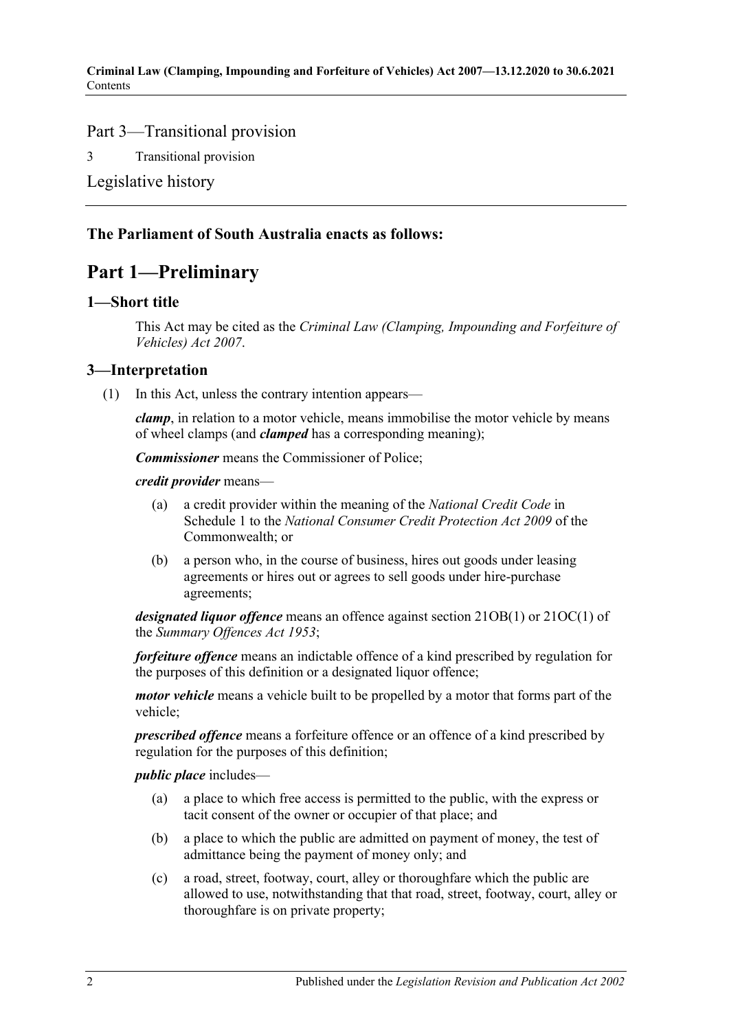Part 3—Transitional provision

3 Transitional provision

Legislative history

**The Parliament of South Australia enacts as follows:**

# Part 1—Preliminary

## 1—Short title

This Act may be cited as the *Criminal Law (Clamping, Impounding and Forfeiture of Vehicles) Act 2007*.

## 3—Interpretation

(1) In this Act, unless the contrary intention appears—

***clamp***, in relation to a motor vehicle, means immobilise the motor vehicle by means of wheel clamps (and ***clamped*** has a corresponding meaning);

***Commissioner*** means the Commissioner of Police;

***credit provider*** means—

(a) a credit provider within the meaning of the *National Credit Code* in Schedule 1 to the *National Consumer Credit Protection Act 2009* of the Commonwealth; or

(b) a person who, in the course of business, hires out goods under leasing agreements or hires out or agrees to sell goods under hire-purchase agreements;

***designated liquor offence*** means an offence against section 21OB(1) or 21OC(1) of the *Summary Offences Act 1953*;

***forfeiture offence*** means an indictable offence of a kind prescribed by regulation for the purposes of this definition or a designated liquor offence;

***motor vehicle*** means a vehicle built to be propelled by a motor that forms part of the vehicle;

***prescribed offence*** means a forfeiture offence or an offence of a kind prescribed by regulation for the purposes of this definition;

***public place*** includes—

(a) a place to which free access is permitted to the public, with the express or tacit consent of the owner or occupier of that place; and

(b) a place to which the public are admitted on payment of money, the test of admittance being the payment of money only; and

(c) a road, street, footway, court, alley or thoroughfare which the public are allowed to use, notwithstanding that that road, street, footway, court, alley or thoroughfare is on private property;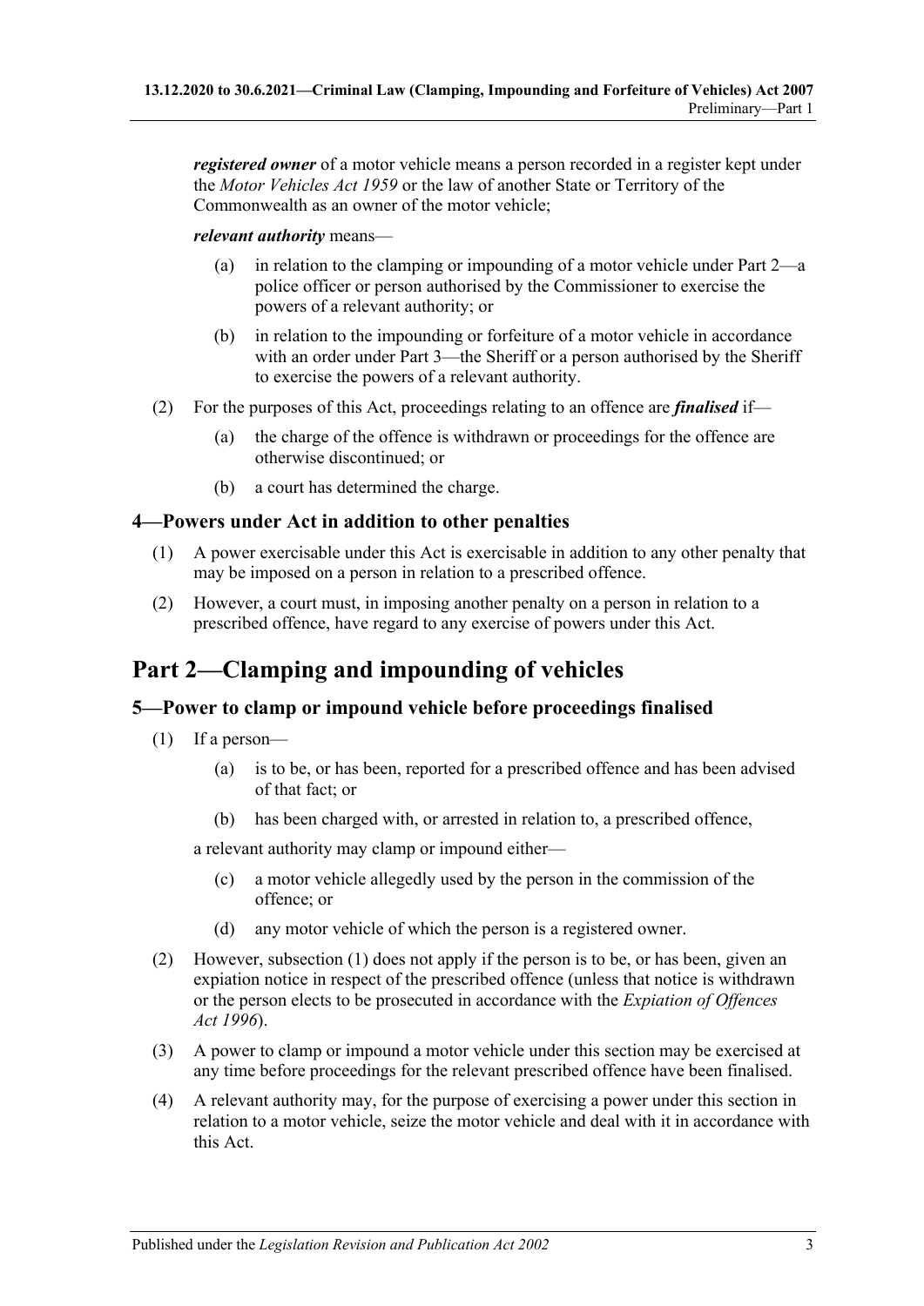***registered owner*** of a motor vehicle means a person recorded in a register kept under the *Motor Vehicles Act 1959* or the law of another State or Territory of the Commonwealth as an owner of the motor vehicle;

***relevant authority*** means—

- (a) in relation to the clamping or impounding of a motor vehicle under Part 2—a police officer or person authorised by the Commissioner to exercise the powers of a relevant authority; or
- (b) in relation to the impounding or forfeiture of a motor vehicle in accordance with an order under Part 3—the Sheriff or a person authorised by the Sheriff to exercise the powers of a relevant authority.

(2) For the purposes of this Act, proceedings relating to an offence are ***finalised*** if—

- (a) the charge of the offence is withdrawn or proceedings for the offence are otherwise discontinued; or
- (b) a court has determined the charge.

### 4—Powers under Act in addition to other penalties

(1) A power exercisable under this Act is exercisable in addition to any other penalty that may be imposed on a person in relation to a prescribed offence.

(2) However, a court must, in imposing another penalty on a person in relation to a prescribed offence, have regard to any exercise of powers under this Act.

## Part 2—Clamping and impounding of vehicles

### 5—Power to clamp or impound vehicle before proceedings finalised

(1) If a person—

- (a) is to be, or has been, reported for a prescribed offence and has been advised of that fact; or
- (b) has been charged with, or arrested in relation to, a prescribed offence,

a relevant authority may clamp or impound either—

- (c) a motor vehicle allegedly used by the person in the commission of the offence; or
- (d) any motor vehicle of which the person is a registered owner.

(2) However, subsection (1) does not apply if the person is to be, or has been, given an expiation notice in respect of the prescribed offence (unless that notice is withdrawn or the person elects to be prosecuted in accordance with the *Expiation of Offences Act 1996*).

(3) A power to clamp or impound a motor vehicle under this section may be exercised at any time before proceedings for the relevant prescribed offence have been finalised.

(4) A relevant authority may, for the purpose of exercising a power under this section in relation to a motor vehicle, seize the motor vehicle and deal with it in accordance with this Act.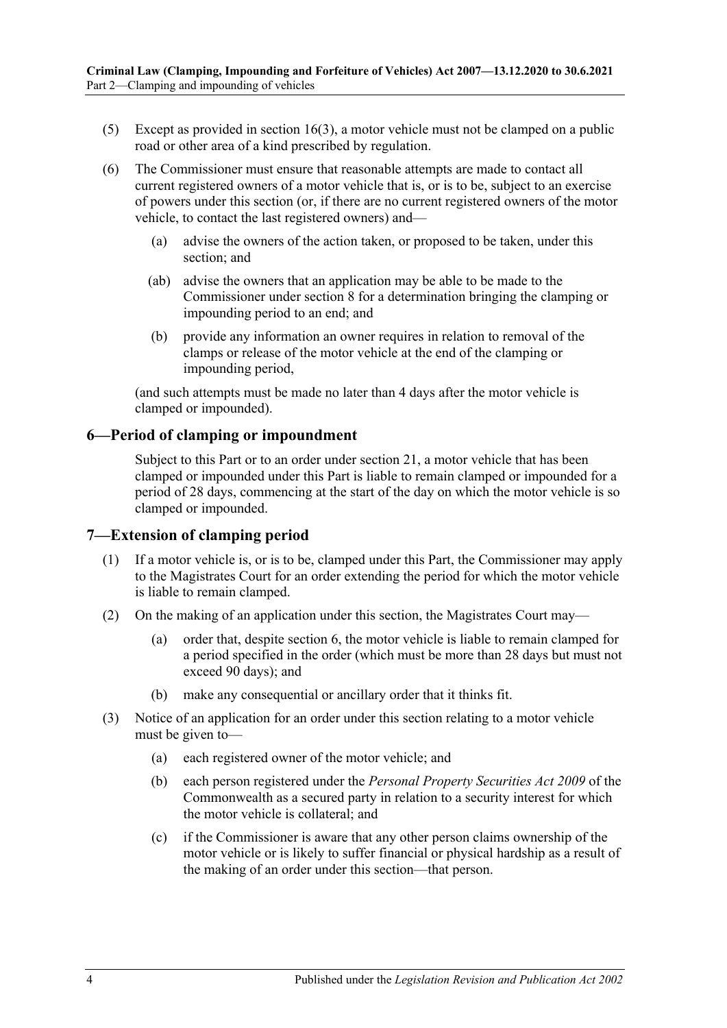(5) Except as provided in section 16(3), a motor vehicle must not be clamped on a public road or other area of a kind prescribed by regulation.

(6) The Commissioner must ensure that reasonable attempts are made to contact all current registered owners of a motor vehicle that is, or is to be, subject to an exercise of powers under this section (or, if there are no current registered owners of the motor vehicle, to contact the last registered owners) and—

(a) advise the owners of the action taken, or proposed to be taken, under this section; and

(ab) advise the owners that an application may be able to be made to the Commissioner under section 8 for a determination bringing the clamping or impounding period to an end; and

(b) provide any information an owner requires in relation to removal of the clamps or release of the motor vehicle at the end of the clamping or impounding period,

(and such attempts must be made no later than 4 days after the motor vehicle is clamped or impounded).

## 6—Period of clamping or impoundment

Subject to this Part or to an order under section 21, a motor vehicle that has been clamped or impounded under this Part is liable to remain clamped or impounded for a period of 28 days, commencing at the start of the day on which the motor vehicle is so clamped or impounded.

## 7—Extension of clamping period

(1) If a motor vehicle is, or is to be, clamped under this Part, the Commissioner may apply to the Magistrates Court for an order extending the period for which the motor vehicle is liable to remain clamped.

(2) On the making of an application under this section, the Magistrates Court may—

(a) order that, despite section 6, the motor vehicle is liable to remain clamped for a period specified in the order (which must be more than 28 days but must not exceed 90 days); and

(b) make any consequential or ancillary order that it thinks fit.

(3) Notice of an application for an order under this section relating to a motor vehicle must be given to—

(a) each registered owner of the motor vehicle; and

(b) each person registered under the *Personal Property Securities Act 2009* of the Commonwealth as a secured party in relation to a security interest for which the motor vehicle is collateral; and

(c) if the Commissioner is aware that any other person claims ownership of the motor vehicle or is likely to suffer financial or physical hardship as a result of the making of an order under this section—that person.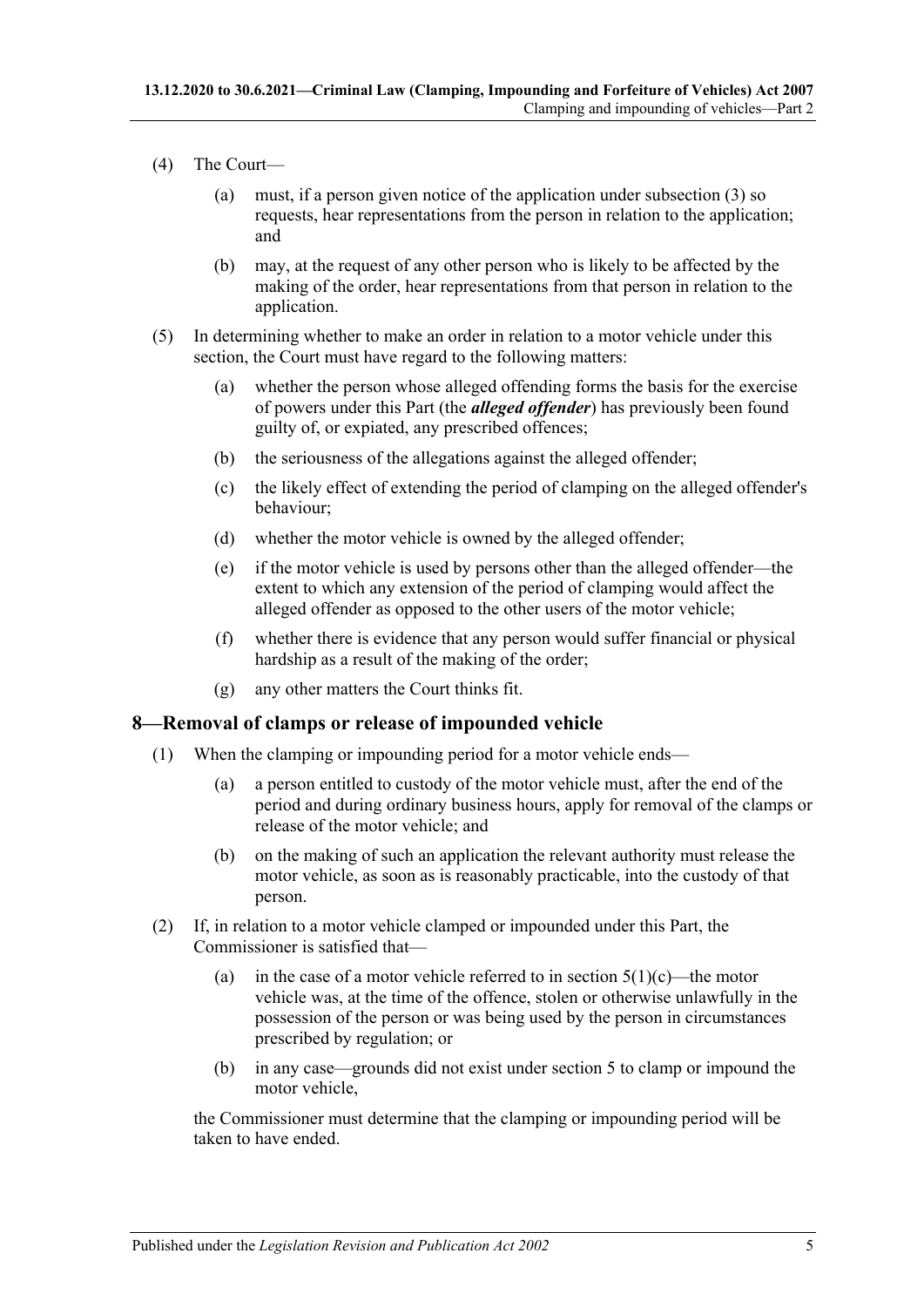(4) The Court—

(a) must, if a person given notice of the application under subsection (3) so requests, hear representations from the person in relation to the application; and

(b) may, at the request of any other person who is likely to be affected by the making of the order, hear representations from that person in relation to the application.

(5) In determining whether to make an order in relation to a motor vehicle under this section, the Court must have regard to the following matters:

(a) whether the person whose alleged offending forms the basis for the exercise of powers under this Part (the ***alleged offender***) has previously been found guilty of, or expiated, any prescribed offences;

(b) the seriousness of the allegations against the alleged offender;

(c) the likely effect of extending the period of clamping on the alleged offender's behaviour;

(d) whether the motor vehicle is owned by the alleged offender;

(e) if the motor vehicle is used by persons other than the alleged offender—the extent to which any extension of the period of clamping would affect the alleged offender as opposed to the other users of the motor vehicle;

(f) whether there is evidence that any person would suffer financial or physical hardship as a result of the making of the order;

(g) any other matters the Court thinks fit.

## 8—Removal of clamps or release of impounded vehicle

(1) When the clamping or impounding period for a motor vehicle ends—

(a) a person entitled to custody of the motor vehicle must, after the end of the period and during ordinary business hours, apply for removal of the clamps or release of the motor vehicle; and

(b) on the making of such an application the relevant authority must release the motor vehicle, as soon as is reasonably practicable, into the custody of that person.

(2) If, in relation to a motor vehicle clamped or impounded under this Part, the Commissioner is satisfied that—

(a) in the case of a motor vehicle referred to in section 5(1)(c)—the motor vehicle was, at the time of the offence, stolen or otherwise unlawfully in the possession of the person or was being used by the person in circumstances prescribed by regulation; or

(b) in any case—grounds did not exist under section 5 to clamp or impound the motor vehicle,

the Commissioner must determine that the clamping or impounding period will be taken to have ended.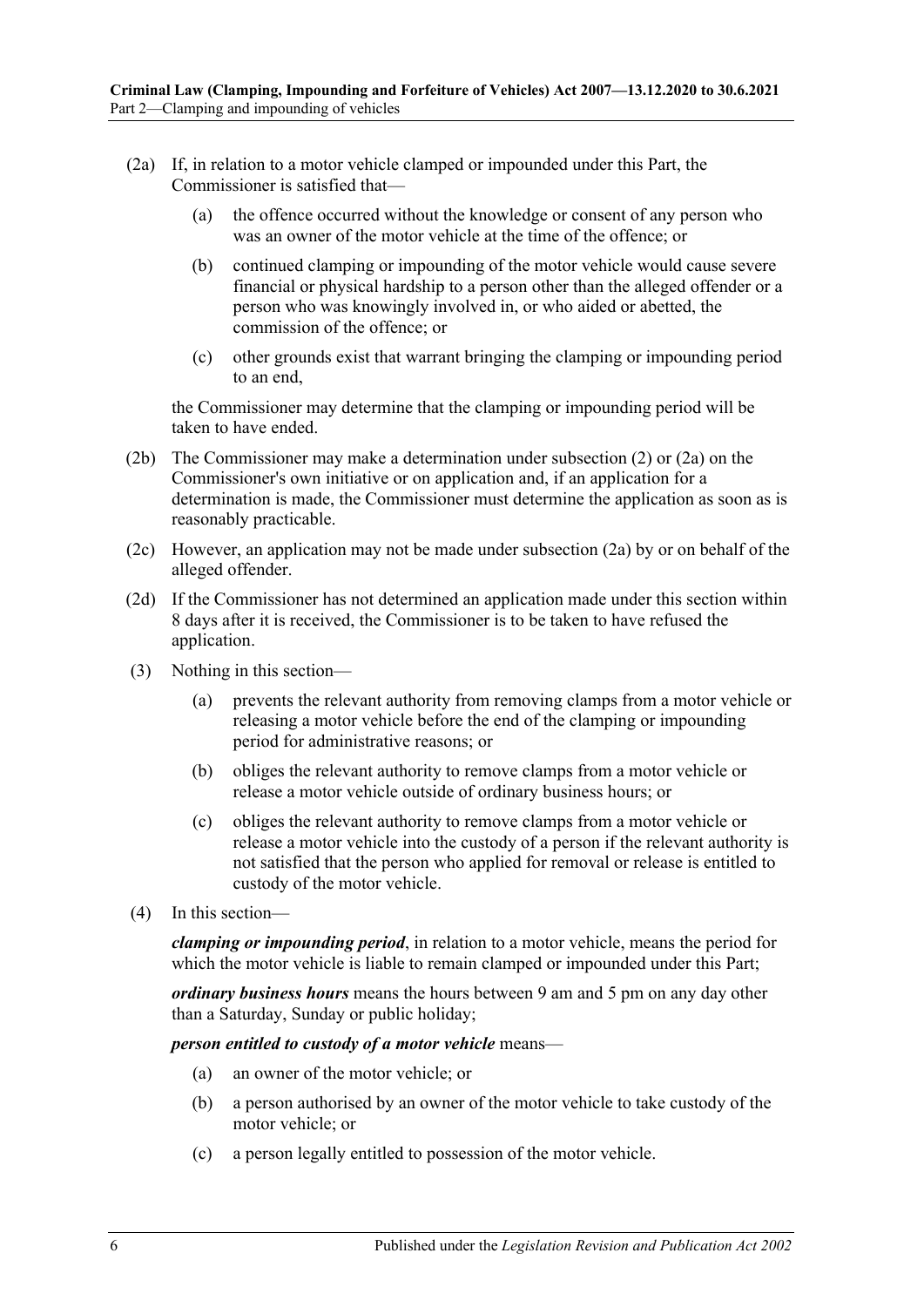(2a) If, in relation to a motor vehicle clamped or impounded under this Part, the Commissioner is satisfied that—

(a) the offence occurred without the knowledge or consent of any person who was an owner of the motor vehicle at the time of the offence; or

(b) continued clamping or impounding of the motor vehicle would cause severe financial or physical hardship to a person other than the alleged offender or a person who was knowingly involved in, or who aided or abetted, the commission of the offence; or

(c) other grounds exist that warrant bringing the clamping or impounding period to an end,

the Commissioner may determine that the clamping or impounding period will be taken to have ended.

(2b) The Commissioner may make a determination under subsection (2) or (2a) on the Commissioner's own initiative or on application and, if an application for a determination is made, the Commissioner must determine the application as soon as is reasonably practicable.

(2c) However, an application may not be made under subsection (2a) by or on behalf of the alleged offender.

(2d) If the Commissioner has not determined an application made under this section within 8 days after it is received, the Commissioner is to be taken to have refused the application.

(3) Nothing in this section—

(a) prevents the relevant authority from removing clamps from a motor vehicle or releasing a motor vehicle before the end of the clamping or impounding period for administrative reasons; or

(b) obliges the relevant authority to remove clamps from a motor vehicle or release a motor vehicle outside of ordinary business hours; or

(c) obliges the relevant authority to remove clamps from a motor vehicle or release a motor vehicle into the custody of a person if the relevant authority is not satisfied that the person who applied for removal or release is entitled to custody of the motor vehicle.

(4) In this section—

***clamping or impounding period***, in relation to a motor vehicle, means the period for which the motor vehicle is liable to remain clamped or impounded under this Part;

***ordinary business hours*** means the hours between 9 am and 5 pm on any day other than a Saturday, Sunday or public holiday;

***person entitled to custody of a motor vehicle*** means—

(a) an owner of the motor vehicle; or

(b) a person authorised by an owner of the motor vehicle to take custody of the motor vehicle; or

(c) a person legally entitled to possession of the motor vehicle.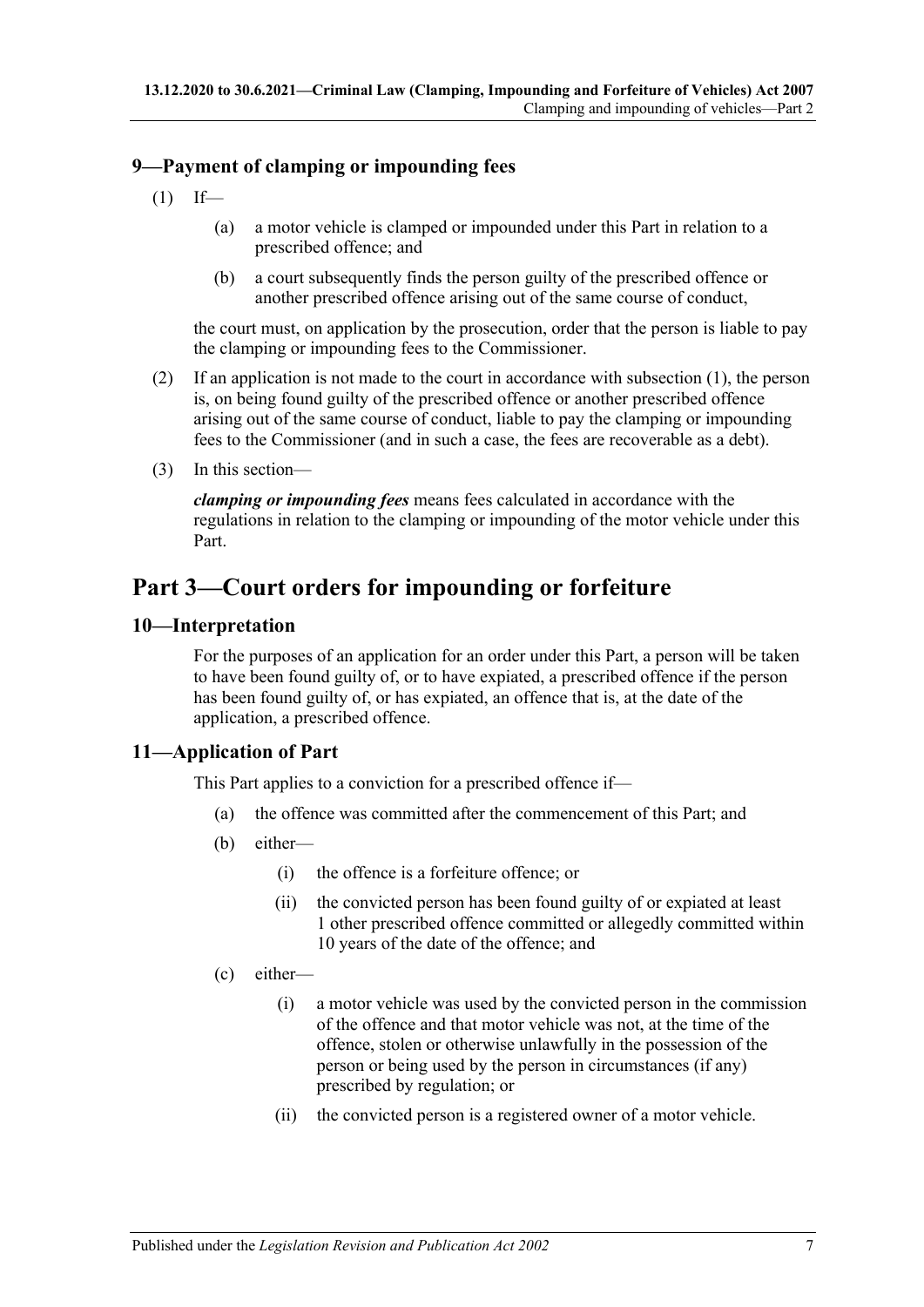## 9—Payment of clamping or impounding fees

(1) If—

  (a) a motor vehicle is clamped or impounded under this Part in relation to a prescribed offence; and

  (b) a court subsequently finds the person guilty of the prescribed offence or another prescribed offence arising out of the same course of conduct,

the court must, on application by the prosecution, order that the person is liable to pay the clamping or impounding fees to the Commissioner.

(2) If an application is not made to the court in accordance with subsection (1), the person is, on being found guilty of the prescribed offence or another prescribed offence arising out of the same course of conduct, liable to pay the clamping or impounding fees to the Commissioner (and in such a case, the fees are recoverable as a debt).

(3) In this section—

***clamping or impounding fees*** means fees calculated in accordance with the regulations in relation to the clamping or impounding of the motor vehicle under this Part.

# Part 3—Court orders for impounding or forfeiture

## 10—Interpretation

For the purposes of an application for an order under this Part, a person will be taken to have been found guilty of, or to have expiated, a prescribed offence if the person has been found guilty of, or has expiated, an offence that is, at the date of the application, a prescribed offence.

## 11—Application of Part

This Part applies to a conviction for a prescribed offence if—

  (a) the offence was committed after the commencement of this Part; and

  (b) either—

    (i) the offence is a forfeiture offence; or

    (ii) the convicted person has been found guilty of or expiated at least 1 other prescribed offence committed or allegedly committed within 10 years of the date of the offence; and

  (c) either—

    (i) a motor vehicle was used by the convicted person in the commission of the offence and that motor vehicle was not, at the time of the offence, stolen or otherwise unlawfully in the possession of the person or being used by the person in circumstances (if any) prescribed by regulation; or

    (ii) the convicted person is a registered owner of a motor vehicle.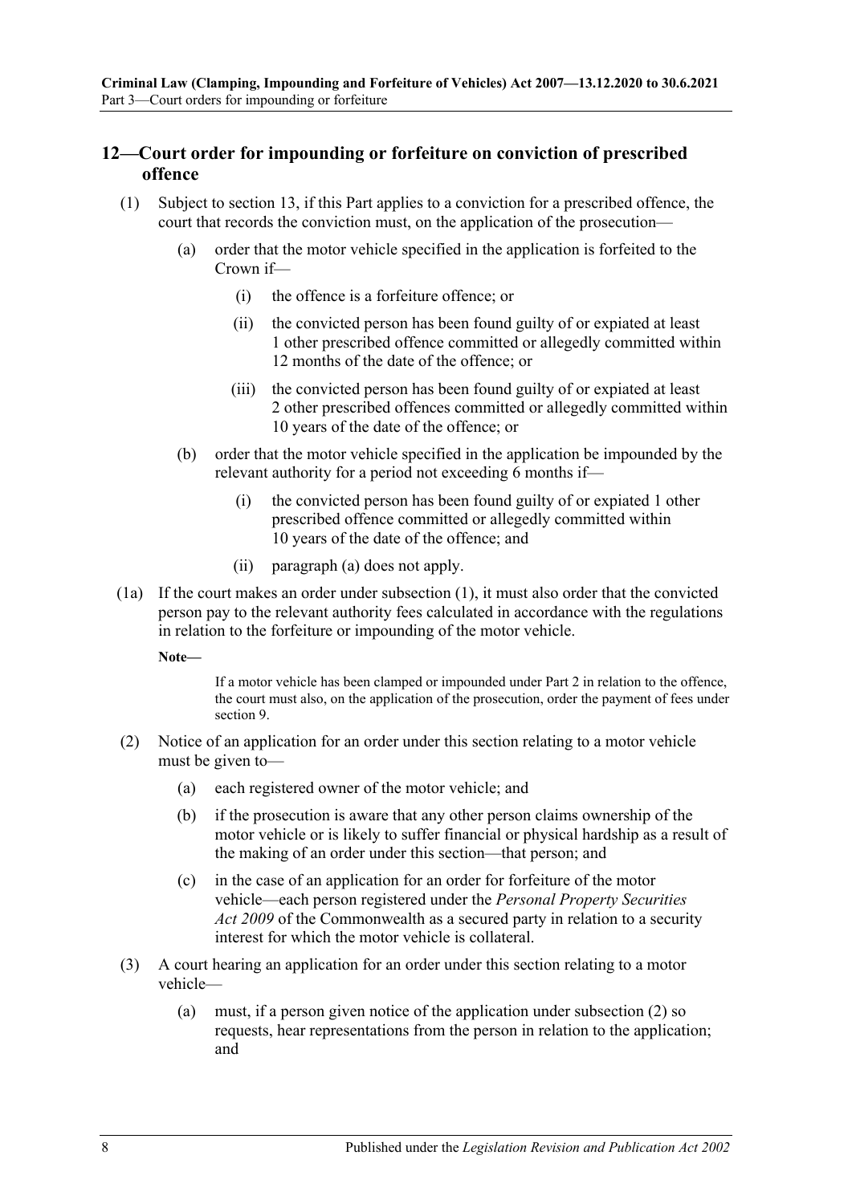## 12—Court order for impounding or forfeiture on conviction of prescribed offence

(1) Subject to section 13, if this Part applies to a conviction for a prescribed offence, the court that records the conviction must, on the application of the prosecution—

(a) order that the motor vehicle specified in the application is forfeited to the Crown if—

(i) the offence is a forfeiture offence; or

(ii) the convicted person has been found guilty of or expiated at least 1 other prescribed offence committed or allegedly committed within 12 months of the date of the offence; or

(iii) the convicted person has been found guilty of or expiated at least 2 other prescribed offences committed or allegedly committed within 10 years of the date of the offence; or

(b) order that the motor vehicle specified in the application be impounded by the relevant authority for a period not exceeding 6 months if—

(i) the convicted person has been found guilty of or expiated 1 other prescribed offence committed or allegedly committed within 10 years of the date of the offence; and

(ii) paragraph (a) does not apply.

(1a) If the court makes an order under subsection (1), it must also order that the convicted person pay to the relevant authority fees calculated in accordance with the regulations in relation to the forfeiture or impounding of the motor vehicle.

**Note—**

If a motor vehicle has been clamped or impounded under Part 2 in relation to the offence, the court must also, on the application of the prosecution, order the payment of fees under section 9.

(2) Notice of an application for an order under this section relating to a motor vehicle must be given to—

(a) each registered owner of the motor vehicle; and

(b) if the prosecution is aware that any other person claims ownership of the motor vehicle or is likely to suffer financial or physical hardship as a result of the making of an order under this section—that person; and

(c) in the case of an application for an order for forfeiture of the motor vehicle—each person registered under the *Personal Property Securities Act 2009* of the Commonwealth as a secured party in relation to a security interest for which the motor vehicle is collateral.

(3) A court hearing an application for an order under this section relating to a motor vehicle—

(a) must, if a person given notice of the application under subsection (2) so requests, hear representations from the person in relation to the application; and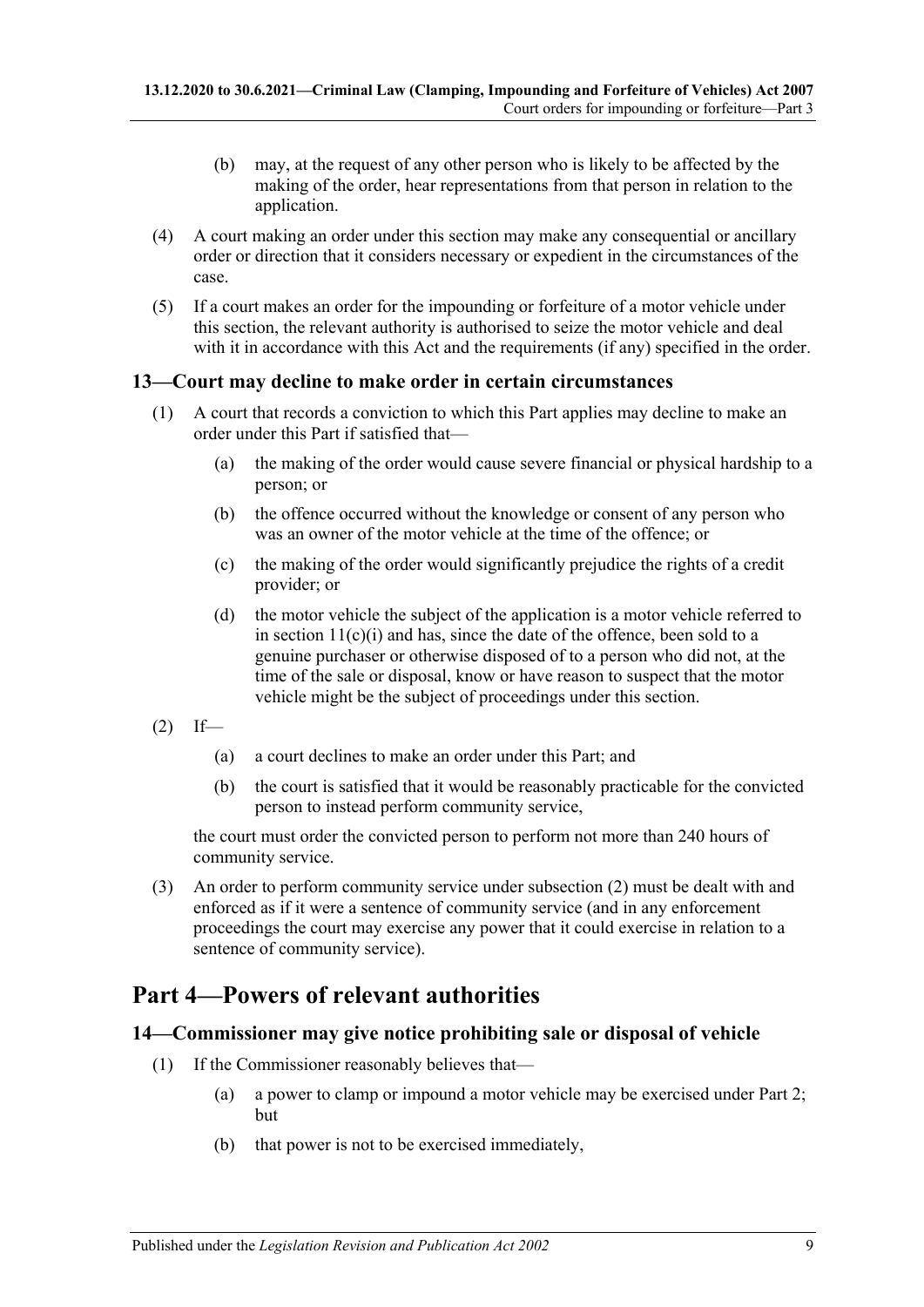(b) may, at the request of any other person who is likely to be affected by the making of the order, hear representations from that person in relation to the application.

(4) A court making an order under this section may make any consequential or ancillary order or direction that it considers necessary or expedient in the circumstances of the case.

(5) If a court makes an order for the impounding or forfeiture of a motor vehicle under this section, the relevant authority is authorised to seize the motor vehicle and deal with it in accordance with this Act and the requirements (if any) specified in the order.

### 13—Court may decline to make order in certain circumstances

(1) A court that records a conviction to which this Part applies may decline to make an order under this Part if satisfied that—

(a) the making of the order would cause severe financial or physical hardship to a person; or

(b) the offence occurred without the knowledge or consent of any person who was an owner of the motor vehicle at the time of the offence; or

(c) the making of the order would significantly prejudice the rights of a credit provider; or

(d) the motor vehicle the subject of the application is a motor vehicle referred to in section 11(c)(i) and has, since the date of the offence, been sold to a genuine purchaser or otherwise disposed of to a person who did not, at the time of the sale or disposal, know or have reason to suspect that the motor vehicle might be the subject of proceedings under this section.

(2) If—

(a) a court declines to make an order under this Part; and

(b) the court is satisfied that it would be reasonably practicable for the convicted person to instead perform community service,

the court must order the convicted person to perform not more than 240 hours of community service.

(3) An order to perform community service under subsection (2) must be dealt with and enforced as if it were a sentence of community service (and in any enforcement proceedings the court may exercise any power that it could exercise in relation to a sentence of community service).

## Part 4—Powers of relevant authorities

### 14—Commissioner may give notice prohibiting sale or disposal of vehicle

(1) If the Commissioner reasonably believes that—

(a) a power to clamp or impound a motor vehicle may be exercised under Part 2; but

(b) that power is not to be exercised immediately,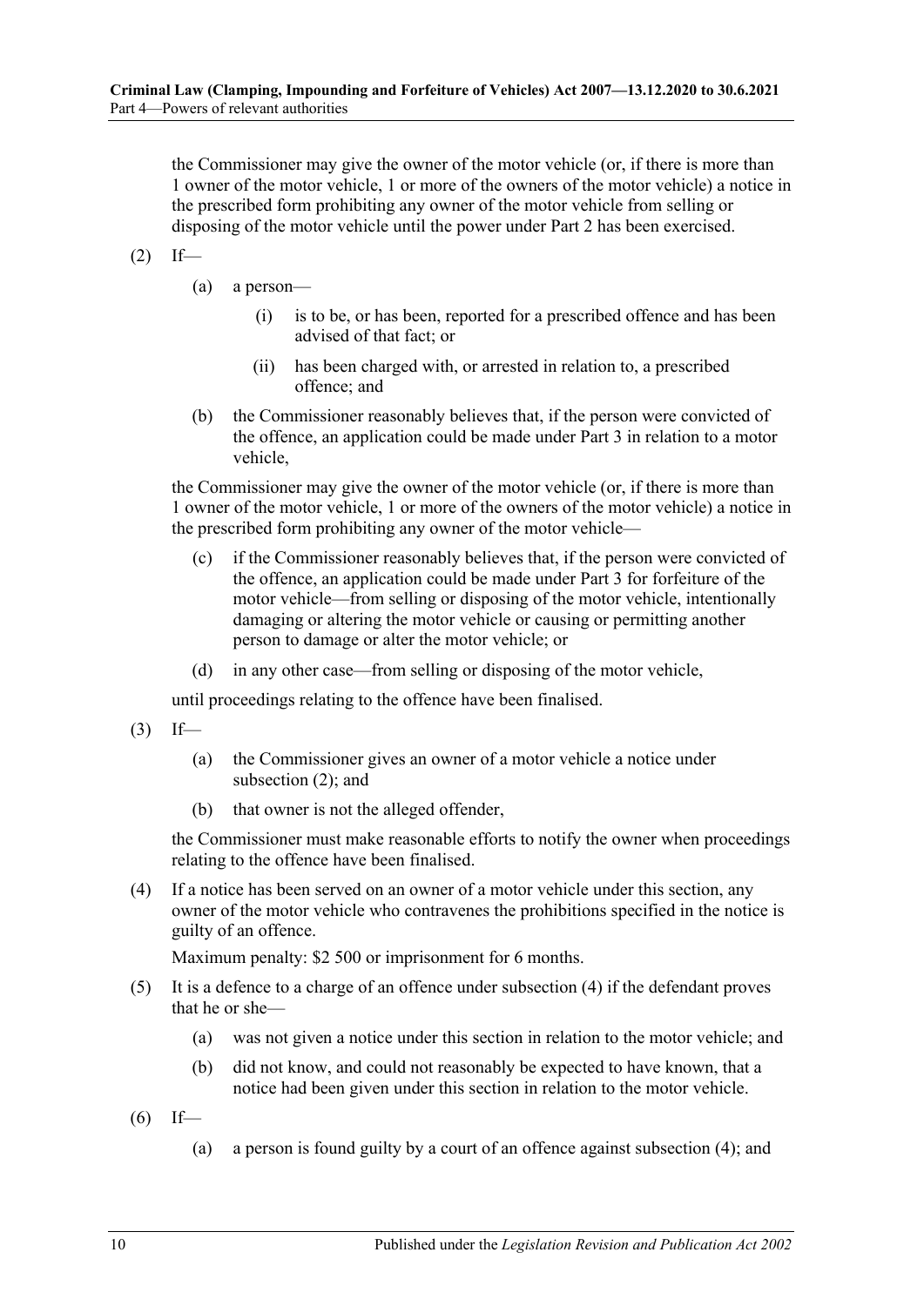the Commissioner may give the owner of the motor vehicle (or, if there is more than 1 owner of the motor vehicle, 1 or more of the owners of the motor vehicle) a notice in the prescribed form prohibiting any owner of the motor vehicle from selling or disposing of the motor vehicle until the power under Part 2 has been exercised.

(2) If—

(a) a person—

(i) is to be, or has been, reported for a prescribed offence and has been advised of that fact; or

(ii) has been charged with, or arrested in relation to, a prescribed offence; and

(b) the Commissioner reasonably believes that, if the person were convicted of the offence, an application could be made under Part 3 in relation to a motor vehicle,

the Commissioner may give the owner of the motor vehicle (or, if there is more than 1 owner of the motor vehicle, 1 or more of the owners of the motor vehicle) a notice in the prescribed form prohibiting any owner of the motor vehicle—

(c) if the Commissioner reasonably believes that, if the person were convicted of the offence, an application could be made under Part 3 for forfeiture of the motor vehicle—from selling or disposing of the motor vehicle, intentionally damaging or altering the motor vehicle or causing or permitting another person to damage or alter the motor vehicle; or

(d) in any other case—from selling or disposing of the motor vehicle,

until proceedings relating to the offence have been finalised.

(3) If—

(a) the Commissioner gives an owner of a motor vehicle a notice under subsection (2); and

(b) that owner is not the alleged offender,

the Commissioner must make reasonable efforts to notify the owner when proceedings relating to the offence have been finalised.

(4) If a notice has been served on an owner of a motor vehicle under this section, any owner of the motor vehicle who contravenes the prohibitions specified in the notice is guilty of an offence.

Maximum penalty: $2 500 or imprisonment for 6 months.

(5) It is a defence to a charge of an offence under subsection (4) if the defendant proves that he or she—

(a) was not given a notice under this section in relation to the motor vehicle; and

(b) did not know, and could not reasonably be expected to have known, that a notice had been given under this section in relation to the motor vehicle.

(6) If—

(a) a person is found guilty by a court of an offence against subsection (4); and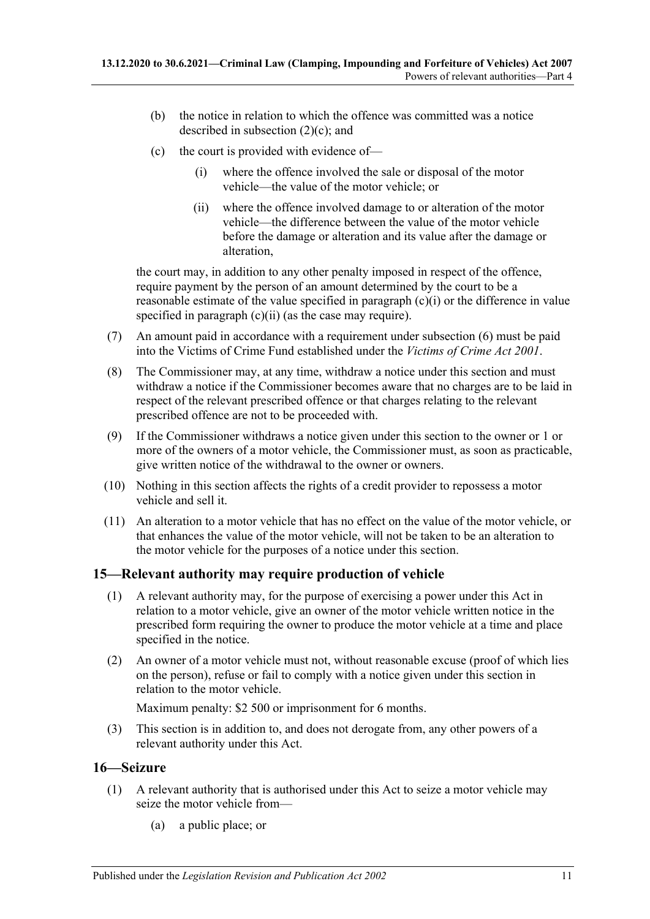(b) the notice in relation to which the offence was committed was a notice described in subsection (2)(c); and

(c) the court is provided with evidence of—

(i) where the offence involved the sale or disposal of the motor vehicle—the value of the motor vehicle; or

(ii) where the offence involved damage to or alteration of the motor vehicle—the difference between the value of the motor vehicle before the damage or alteration and its value after the damage or alteration,

the court may, in addition to any other penalty imposed in respect of the offence, require payment by the person of an amount determined by the court to be a reasonable estimate of the value specified in paragraph (c)(i) or the difference in value specified in paragraph (c)(ii) (as the case may require).

(7) An amount paid in accordance with a requirement under subsection (6) must be paid into the Victims of Crime Fund established under the *Victims of Crime Act 2001*.

(8) The Commissioner may, at any time, withdraw a notice under this section and must withdraw a notice if the Commissioner becomes aware that no charges are to be laid in respect of the relevant prescribed offence or that charges relating to the relevant prescribed offence are not to be proceeded with.

(9) If the Commissioner withdraws a notice given under this section to the owner or 1 or more of the owners of a motor vehicle, the Commissioner must, as soon as practicable, give written notice of the withdrawal to the owner or owners.

(10) Nothing in this section affects the rights of a credit provider to repossess a motor vehicle and sell it.

(11) An alteration to a motor vehicle that has no effect on the value of the motor vehicle, or that enhances the value of the motor vehicle, will not be taken to be an alteration to the motor vehicle for the purposes of a notice under this section.

## 15—Relevant authority may require production of vehicle

(1) A relevant authority may, for the purpose of exercising a power under this Act in relation to a motor vehicle, give an owner of the motor vehicle written notice in the prescribed form requiring the owner to produce the motor vehicle at a time and place specified in the notice.

(2) An owner of a motor vehicle must not, without reasonable excuse (proof of which lies on the person), refuse or fail to comply with a notice given under this section in relation to the motor vehicle.

Maximum penalty: $2 500 or imprisonment for 6 months.

(3) This section is in addition to, and does not derogate from, any other powers of a relevant authority under this Act.

## 16—Seizure

(1) A relevant authority that is authorised under this Act to seize a motor vehicle may seize the motor vehicle from—

(a) a public place; or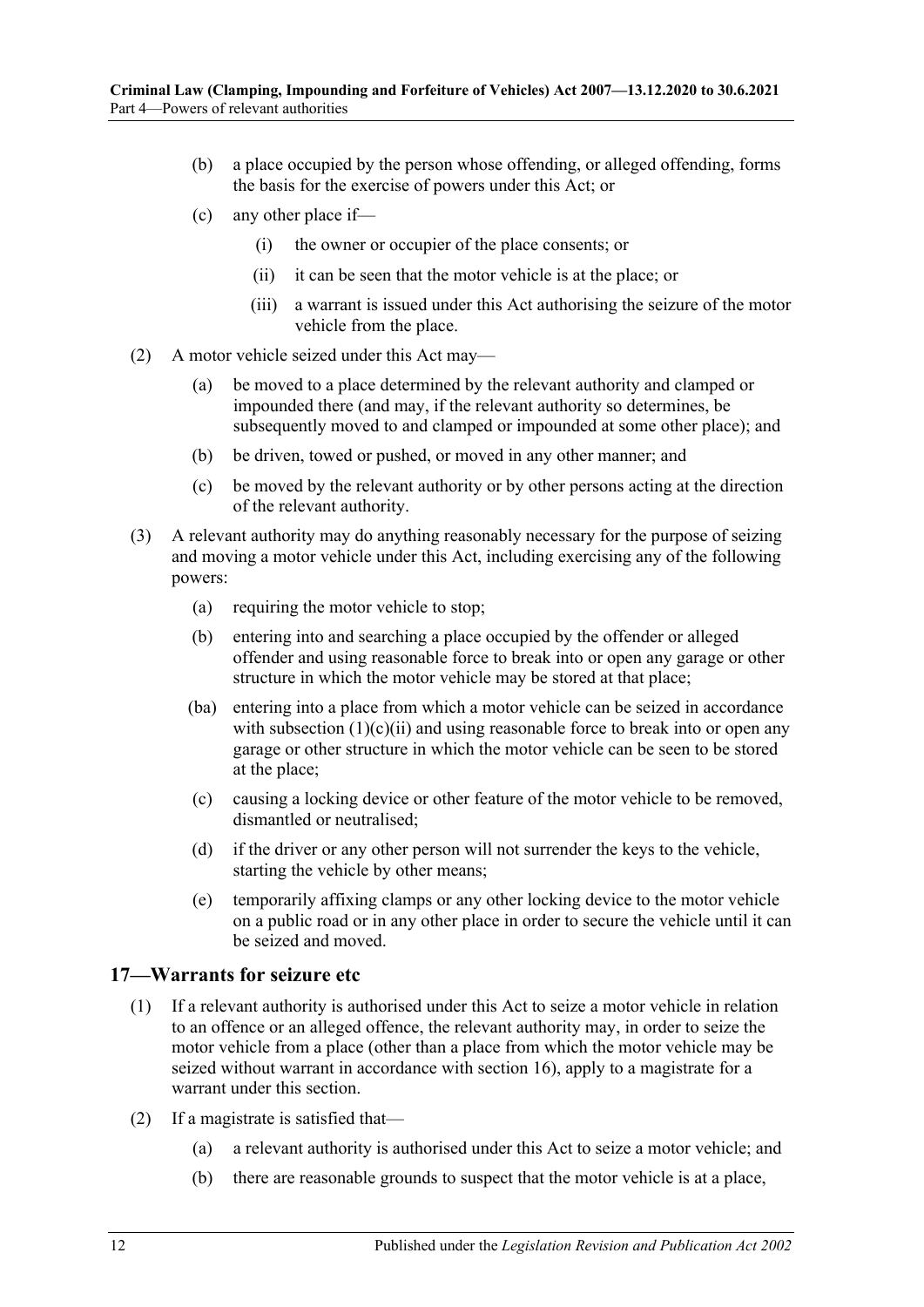(b) a place occupied by the person whose offending, or alleged offending, forms the basis for the exercise of powers under this Act; or

(c) any other place if—

(i) the owner or occupier of the place consents; or

(ii) it can be seen that the motor vehicle is at the place; or

(iii) a warrant is issued under this Act authorising the seizure of the motor vehicle from the place.

(2) A motor vehicle seized under this Act may—

(a) be moved to a place determined by the relevant authority and clamped or impounded there (and may, if the relevant authority so determines, be subsequently moved to and clamped or impounded at some other place); and

(b) be driven, towed or pushed, or moved in any other manner; and

(c) be moved by the relevant authority or by other persons acting at the direction of the relevant authority.

(3) A relevant authority may do anything reasonably necessary for the purpose of seizing and moving a motor vehicle under this Act, including exercising any of the following powers:

(a) requiring the motor vehicle to stop;

(b) entering into and searching a place occupied by the offender or alleged offender and using reasonable force to break into or open any garage or other structure in which the motor vehicle may be stored at that place;

(ba) entering into a place from which a motor vehicle can be seized in accordance with subsection (1)(c)(ii) and using reasonable force to break into or open any garage or other structure in which the motor vehicle can be seen to be stored at the place;

(c) causing a locking device or other feature of the motor vehicle to be removed, dismantled or neutralised;

(d) if the driver or any other person will not surrender the keys to the vehicle, starting the vehicle by other means;

(e) temporarily affixing clamps or any other locking device to the motor vehicle on a public road or in any other place in order to secure the vehicle until it can be seized and moved.

## 17—Warrants for seizure etc

(1) If a relevant authority is authorised under this Act to seize a motor vehicle in relation to an offence or an alleged offence, the relevant authority may, in order to seize the motor vehicle from a place (other than a place from which the motor vehicle may be seized without warrant in accordance with section 16), apply to a magistrate for a warrant under this section.

(2) If a magistrate is satisfied that—

(a) a relevant authority is authorised under this Act to seize a motor vehicle; and

(b) there are reasonable grounds to suspect that the motor vehicle is at a place,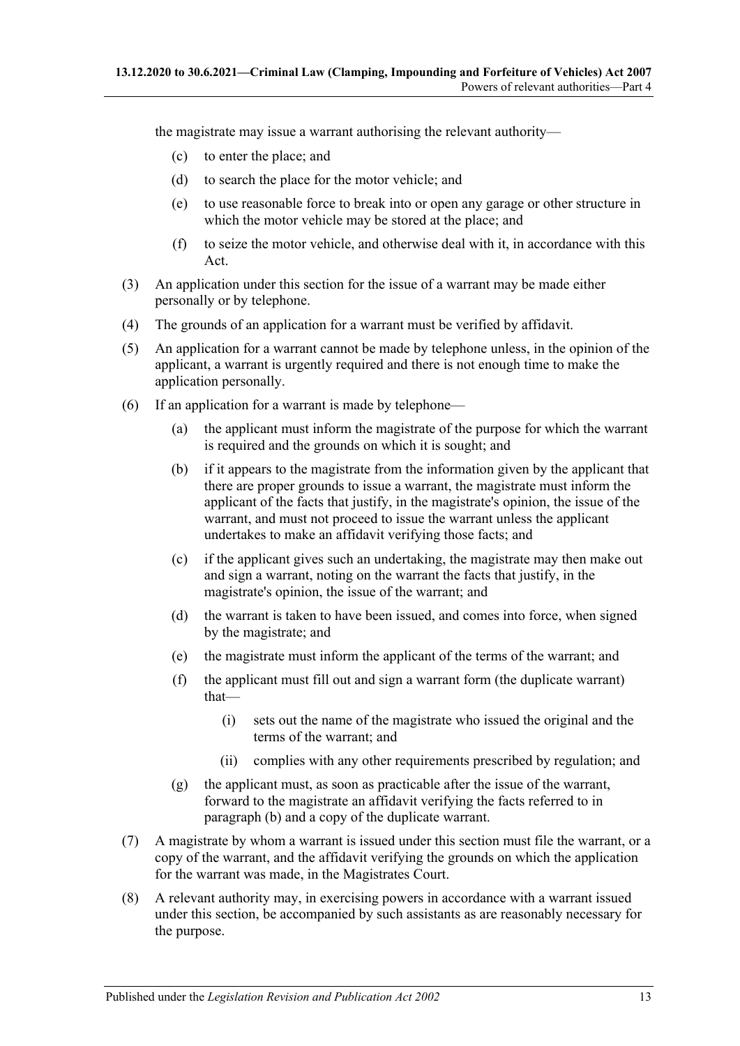the magistrate may issue a warrant authorising the relevant authority—

(c) to enter the place; and

(d) to search the place for the motor vehicle; and

(e) to use reasonable force to break into or open any garage or other structure in which the motor vehicle may be stored at the place; and

(f) to seize the motor vehicle, and otherwise deal with it, in accordance with this Act.

(3) An application under this section for the issue of a warrant may be made either personally or by telephone.

(4) The grounds of an application for a warrant must be verified by affidavit.

(5) An application for a warrant cannot be made by telephone unless, in the opinion of the applicant, a warrant is urgently required and there is not enough time to make the application personally.

(6) If an application for a warrant is made by telephone—

(a) the applicant must inform the magistrate of the purpose for which the warrant is required and the grounds on which it is sought; and

(b) if it appears to the magistrate from the information given by the applicant that there are proper grounds to issue a warrant, the magistrate must inform the applicant of the facts that justify, in the magistrate's opinion, the issue of the warrant, and must not proceed to issue the warrant unless the applicant undertakes to make an affidavit verifying those facts; and

(c) if the applicant gives such an undertaking, the magistrate may then make out and sign a warrant, noting on the warrant the facts that justify, in the magistrate's opinion, the issue of the warrant; and

(d) the warrant is taken to have been issued, and comes into force, when signed by the magistrate; and

(e) the magistrate must inform the applicant of the terms of the warrant; and

(f) the applicant must fill out and sign a warrant form (the duplicate warrant) that—

(i) sets out the name of the magistrate who issued the original and the terms of the warrant; and

(ii) complies with any other requirements prescribed by regulation; and

(g) the applicant must, as soon as practicable after the issue of the warrant, forward to the magistrate an affidavit verifying the facts referred to in paragraph (b) and a copy of the duplicate warrant.

(7) A magistrate by whom a warrant is issued under this section must file the warrant, or a copy of the warrant, and the affidavit verifying the grounds on which the application for the warrant was made, in the Magistrates Court.

(8) A relevant authority may, in exercising powers in accordance with a warrant issued under this section, be accompanied by such assistants as are reasonably necessary for the purpose.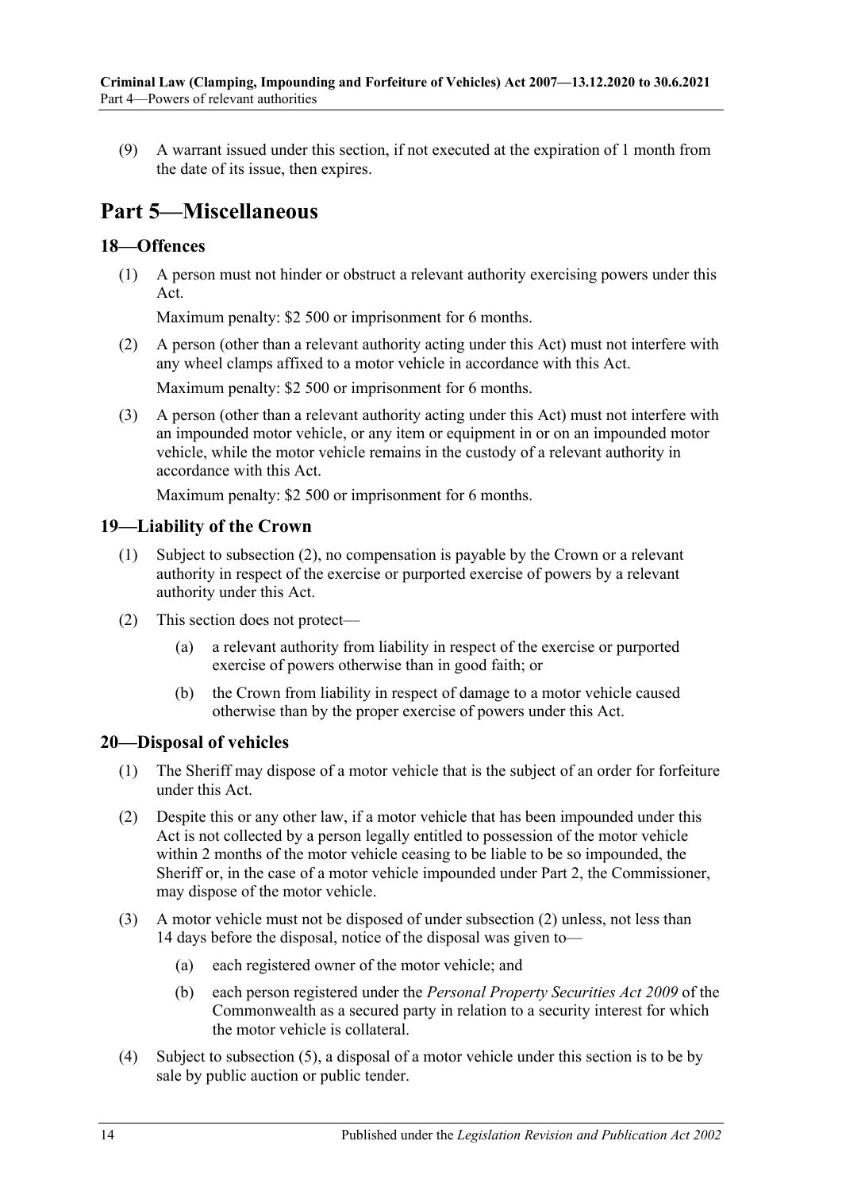(9) A warrant issued under this section, if not executed at the expiration of 1 month from the date of its issue, then expires.

# Part 5—Miscellaneous

## 18—Offences

(1) A person must not hinder or obstruct a relevant authority exercising powers under this Act.

Maximum penalty: $2 500 or imprisonment for 6 months.

(2) A person (other than a relevant authority acting under this Act) must not interfere with any wheel clamps affixed to a motor vehicle in accordance with this Act.

Maximum penalty: $2 500 or imprisonment for 6 months.

(3) A person (other than a relevant authority acting under this Act) must not interfere with an impounded motor vehicle, or any item or equipment in or on an impounded motor vehicle, while the motor vehicle remains in the custody of a relevant authority in accordance with this Act.

Maximum penalty: $2 500 or imprisonment for 6 months.

## 19—Liability of the Crown

(1) Subject to subsection (2), no compensation is payable by the Crown or a relevant authority in respect of the exercise or purported exercise of powers by a relevant authority under this Act.

(2) This section does not protect—

(a) a relevant authority from liability in respect of the exercise or purported exercise of powers otherwise than in good faith; or

(b) the Crown from liability in respect of damage to a motor vehicle caused otherwise than by the proper exercise of powers under this Act.

## 20—Disposal of vehicles

(1) The Sheriff may dispose of a motor vehicle that is the subject of an order for forfeiture under this Act.

(2) Despite this or any other law, if a motor vehicle that has been impounded under this Act is not collected by a person legally entitled to possession of the motor vehicle within 2 months of the motor vehicle ceasing to be liable to be so impounded, the Sheriff or, in the case of a motor vehicle impounded under Part 2, the Commissioner, may dispose of the motor vehicle.

(3) A motor vehicle must not be disposed of under subsection (2) unless, not less than 14 days before the disposal, notice of the disposal was given to—

(a) each registered owner of the motor vehicle; and

(b) each person registered under the *Personal Property Securities Act 2009* of the Commonwealth as a secured party in relation to a security interest for which the motor vehicle is collateral.

(4) Subject to subsection (5), a disposal of a motor vehicle under this section is to be by sale by public auction or public tender.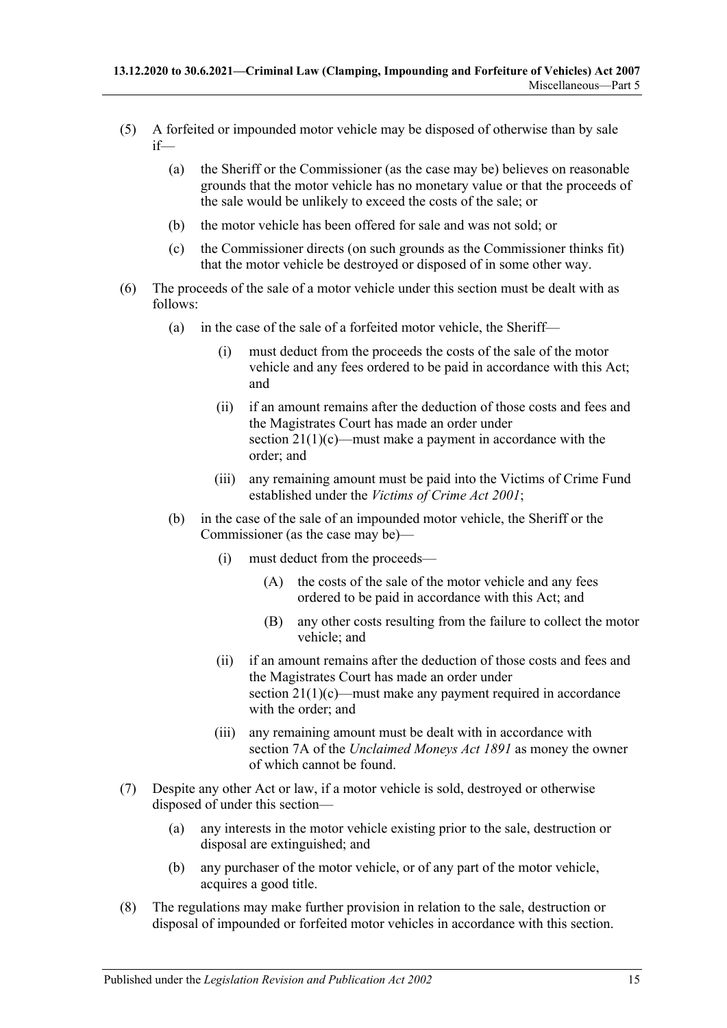(5) A forfeited or impounded motor vehicle may be disposed of otherwise than by sale if—

(a) the Sheriff or the Commissioner (as the case may be) believes on reasonable grounds that the motor vehicle has no monetary value or that the proceeds of the sale would be unlikely to exceed the costs of the sale; or

(b) the motor vehicle has been offered for sale and was not sold; or

(c) the Commissioner directs (on such grounds as the Commissioner thinks fit) that the motor vehicle be destroyed or disposed of in some other way.

(6) The proceeds of the sale of a motor vehicle under this section must be dealt with as follows:

(a) in the case of the sale of a forfeited motor vehicle, the Sheriff—

(i) must deduct from the proceeds the costs of the sale of the motor vehicle and any fees ordered to be paid in accordance with this Act; and

(ii) if an amount remains after the deduction of those costs and fees and the Magistrates Court has made an order under section 21(1)(c)—must make a payment in accordance with the order; and

(iii) any remaining amount must be paid into the Victims of Crime Fund established under the *Victims of Crime Act 2001*;

(b) in the case of the sale of an impounded motor vehicle, the Sheriff or the Commissioner (as the case may be)—

(i) must deduct from the proceeds—

(A) the costs of the sale of the motor vehicle and any fees ordered to be paid in accordance with this Act; and

(B) any other costs resulting from the failure to collect the motor vehicle; and

(ii) if an amount remains after the deduction of those costs and fees and the Magistrates Court has made an order under section 21(1)(c)—must make any payment required in accordance with the order; and

(iii) any remaining amount must be dealt with in accordance with section 7A of the *Unclaimed Moneys Act 1891* as money the owner of which cannot be found.

(7) Despite any other Act or law, if a motor vehicle is sold, destroyed or otherwise disposed of under this section—

(a) any interests in the motor vehicle existing prior to the sale, destruction or disposal are extinguished; and

(b) any purchaser of the motor vehicle, or of any part of the motor vehicle, acquires a good title.

(8) The regulations may make further provision in relation to the sale, destruction or disposal of impounded or forfeited motor vehicles in accordance with this section.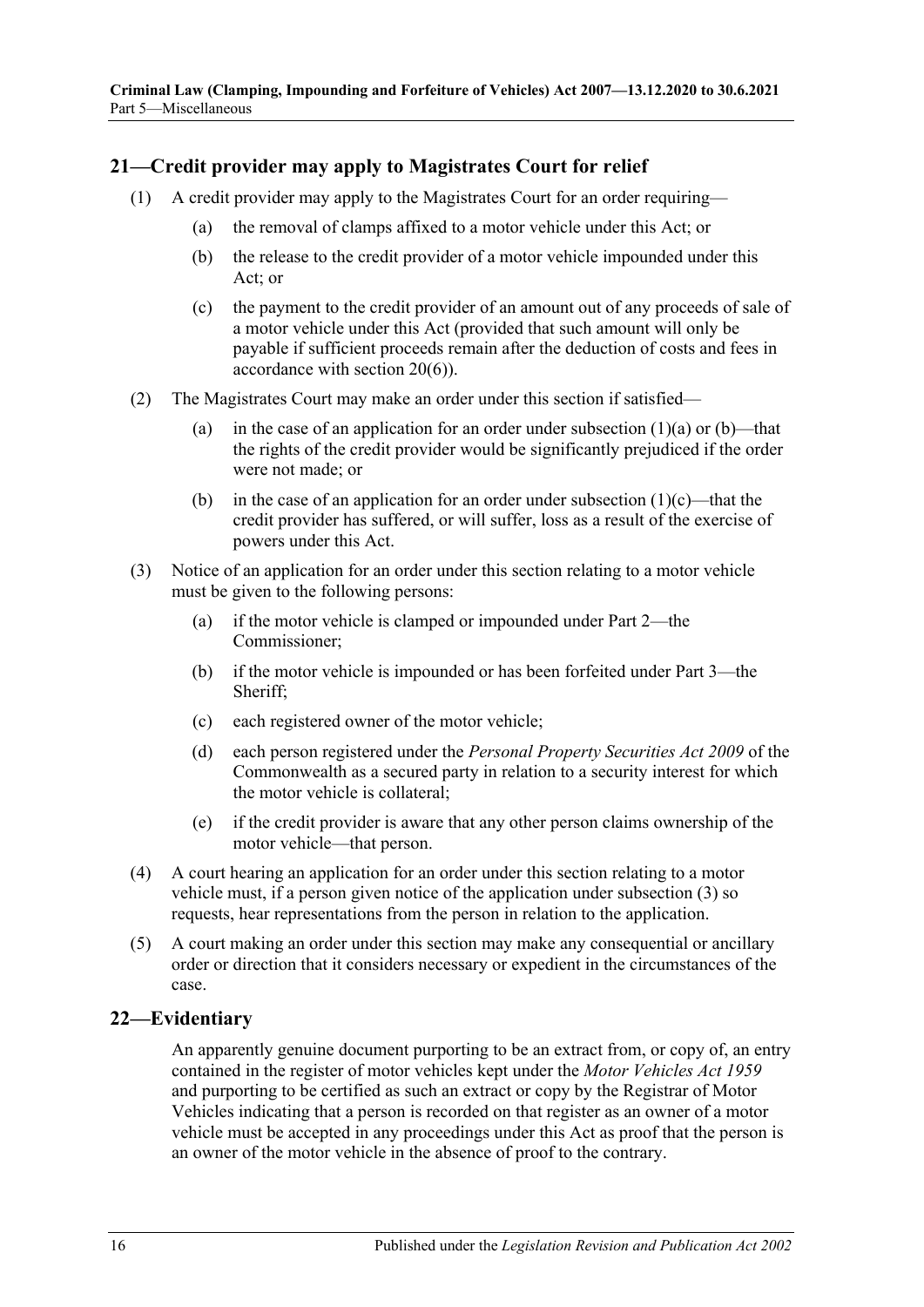## 21—Credit provider may apply to Magistrates Court for relief

(1) A credit provider may apply to the Magistrates Court for an order requiring—

(a) the removal of clamps affixed to a motor vehicle under this Act; or

(b) the release to the credit provider of a motor vehicle impounded under this Act; or

(c) the payment to the credit provider of an amount out of any proceeds of sale of a motor vehicle under this Act (provided that such amount will only be payable if sufficient proceeds remain after the deduction of costs and fees in accordance with section 20(6)).

(2) The Magistrates Court may make an order under this section if satisfied—

(a) in the case of an application for an order under subsection (1)(a) or (b)—that the rights of the credit provider would be significantly prejudiced if the order were not made; or

(b) in the case of an application for an order under subsection (1)(c)—that the credit provider has suffered, or will suffer, loss as a result of the exercise of powers under this Act.

(3) Notice of an application for an order under this section relating to a motor vehicle must be given to the following persons:

(a) if the motor vehicle is clamped or impounded under Part 2—the Commissioner;

(b) if the motor vehicle is impounded or has been forfeited under Part 3—the Sheriff;

(c) each registered owner of the motor vehicle;

(d) each person registered under the *Personal Property Securities Act 2009* of the Commonwealth as a secured party in relation to a security interest for which the motor vehicle is collateral;

(e) if the credit provider is aware that any other person claims ownership of the motor vehicle—that person.

(4) A court hearing an application for an order under this section relating to a motor vehicle must, if a person given notice of the application under subsection (3) so requests, hear representations from the person in relation to the application.

(5) A court making an order under this section may make any consequential or ancillary order or direction that it considers necessary or expedient in the circumstances of the case.

## 22—Evidentiary

An apparently genuine document purporting to be an extract from, or copy of, an entry contained in the register of motor vehicles kept under the *Motor Vehicles Act 1959* and purporting to be certified as such an extract or copy by the Registrar of Motor Vehicles indicating that a person is recorded on that register as an owner of a motor vehicle must be accepted in any proceedings under this Act as proof that the person is an owner of the motor vehicle in the absence of proof to the contrary.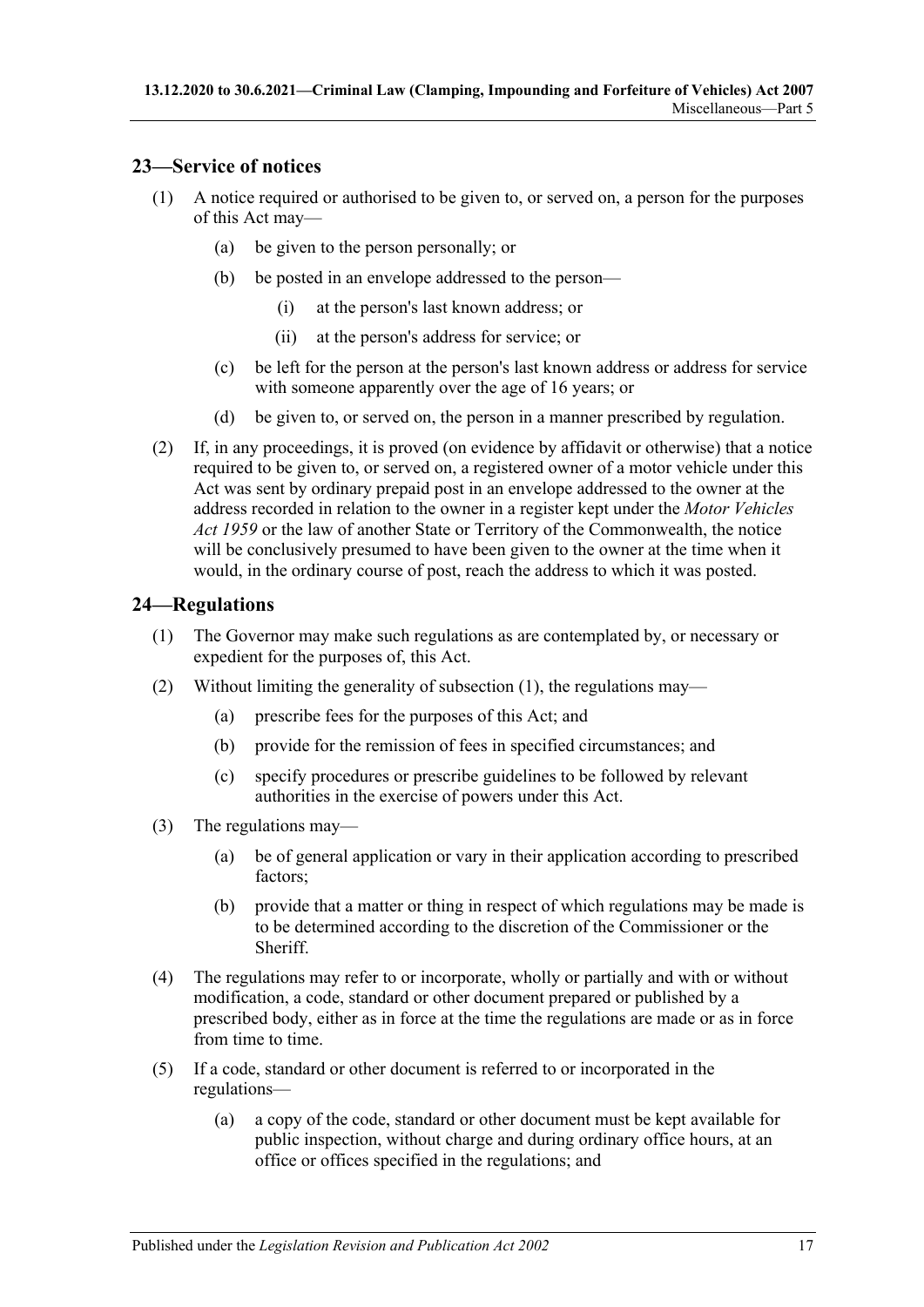## 23—Service of notices

(1) A notice required or authorised to be given to, or served on, a person for the purposes of this Act may—

(a) be given to the person personally; or

(b) be posted in an envelope addressed to the person—

(i) at the person's last known address; or

(ii) at the person's address for service; or

(c) be left for the person at the person's last known address or address for service with someone apparently over the age of 16 years; or

(d) be given to, or served on, the person in a manner prescribed by regulation.

(2) If, in any proceedings, it is proved (on evidence by affidavit or otherwise) that a notice required to be given to, or served on, a registered owner of a motor vehicle under this Act was sent by ordinary prepaid post in an envelope addressed to the owner at the address recorded in relation to the owner in a register kept under the *Motor Vehicles Act 1959* or the law of another State or Territory of the Commonwealth, the notice will be conclusively presumed to have been given to the owner at the time when it would, in the ordinary course of post, reach the address to which it was posted.

## 24—Regulations

(1) The Governor may make such regulations as are contemplated by, or necessary or expedient for the purposes of, this Act.

(2) Without limiting the generality of subsection (1), the regulations may—

(a) prescribe fees for the purposes of this Act; and

(b) provide for the remission of fees in specified circumstances; and

(c) specify procedures or prescribe guidelines to be followed by relevant authorities in the exercise of powers under this Act.

(3) The regulations may—

(a) be of general application or vary in their application according to prescribed factors;

(b) provide that a matter or thing in respect of which regulations may be made is to be determined according to the discretion of the Commissioner or the Sheriff.

(4) The regulations may refer to or incorporate, wholly or partially and with or without modification, a code, standard or other document prepared or published by a prescribed body, either as in force at the time the regulations are made or as in force from time to time.

(5) If a code, standard or other document is referred to or incorporated in the regulations—

(a) a copy of the code, standard or other document must be kept available for public inspection, without charge and during ordinary office hours, at an office or offices specified in the regulations; and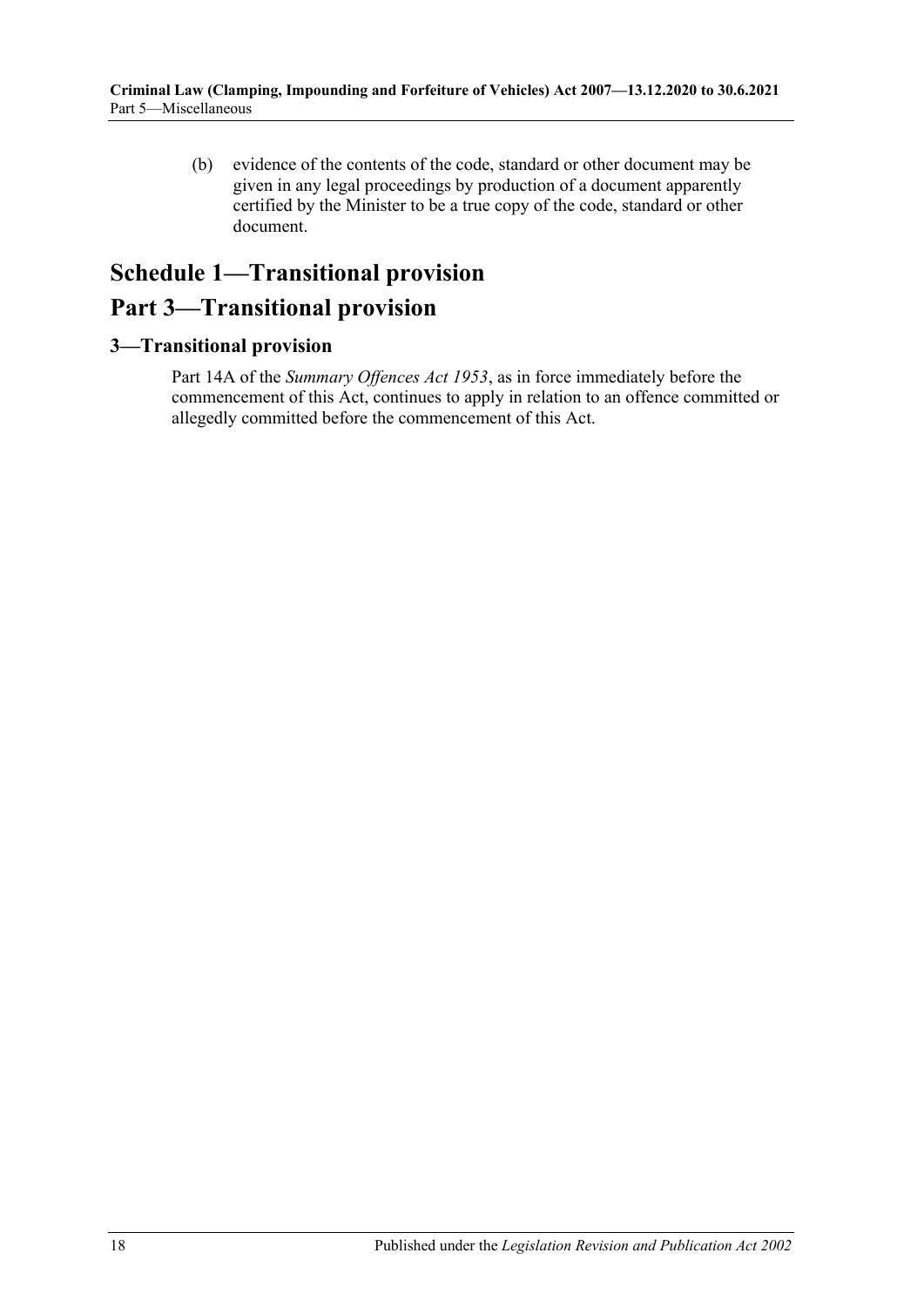(b) evidence of the contents of the code, standard or other document may be given in any legal proceedings by production of a document apparently certified by the Minister to be a true copy of the code, standard or other document.

# Schedule 1—Transitional provision

# Part 3—Transitional provision

## 3—Transitional provision

Part 14A of the *Summary Offences Act 1953*, as in force immediately before the commencement of this Act, continues to apply in relation to an offence committed or allegedly committed before the commencement of this Act.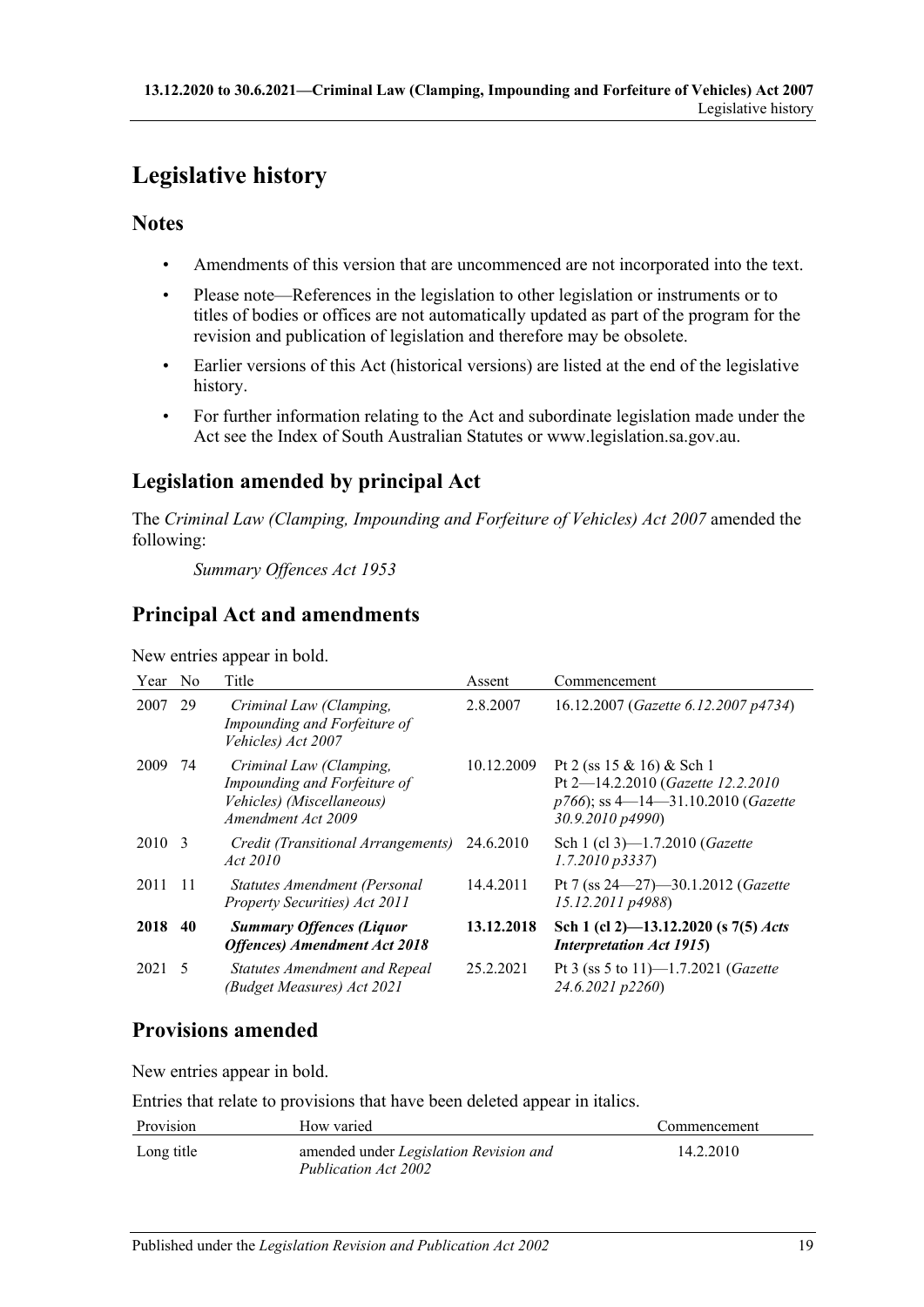# Legislative history

## Notes

- Amendments of this version that are uncommenced are not incorporated into the text.
- Please note—References in the legislation to other legislation or instruments or to titles of bodies or offices are not automatically updated as part of the program for the revision and publication of legislation and therefore may be obsolete.
- Earlier versions of this Act (historical versions) are listed at the end of the legislative history.
- For further information relating to the Act and subordinate legislation made under the Act see the Index of South Australian Statutes or www.legislation.sa.gov.au.

## Legislation amended by principal Act

The *Criminal Law (Clamping, Impounding and Forfeiture of Vehicles) Act 2007* amended the following:

*Summary Offences Act 1953*

## Principal Act and amendments

New entries appear in bold.

| Year | No | Title | Assent | Commencement |
|---|---|---|---|---|
| 2007 | 29 | *Criminal Law (Clamping, Impounding and Forfeiture of Vehicles) Act 2007* | 2.8.2007 | 16.12.2007 (*Gazette 6.12.2007 p4734*) |
| 2009 | 74 | *Criminal Law (Clamping, Impounding and Forfeiture of Vehicles) (Miscellaneous) Amendment Act 2009* | 10.12.2009 | Pt 2 (ss 15 & 16) & Sch 1 Pt 2—14.2.2010 (*Gazette 12.2.2010 p766*); ss 4—14—31.10.2010 (*Gazette 30.9.2010 p4990*) |
| 2010 | 3 | *Credit (Transitional Arrangements) Act 2010* | 24.6.2010 | Sch 1 (cl 3)—1.7.2010 (*Gazette 1.7.2010 p3337*) |
| 2011 | 11 | *Statutes Amendment (Personal Property Securities) Act 2011* | 14.4.2011 | Pt 7 (ss 24—27)—30.1.2012 (*Gazette 15.12.2011 p4988*) |
| **2018** | **40** | ***Summary Offences (Liquor Offences) Amendment Act 2018*** | **13.12.2018** | **Sch 1 (cl 2)—13.12.2020 (s 7(5) *Acts Interpretation Act 1915*)** |
| 2021 | 5 | *Statutes Amendment and Repeal (Budget Measures) Act 2021* | 25.2.2021 | Pt 3 (ss 5 to 11)—1.7.2021 (*Gazette 24.6.2021 p2260*) |

## Provisions amended

New entries appear in bold.

Entries that relate to provisions that have been deleted appear in italics.

| Provision | How varied | Commencement |
|---|---|---|
| Long title | amended under *Legislation Revision and Publication Act 2002* | 14.2.2010 |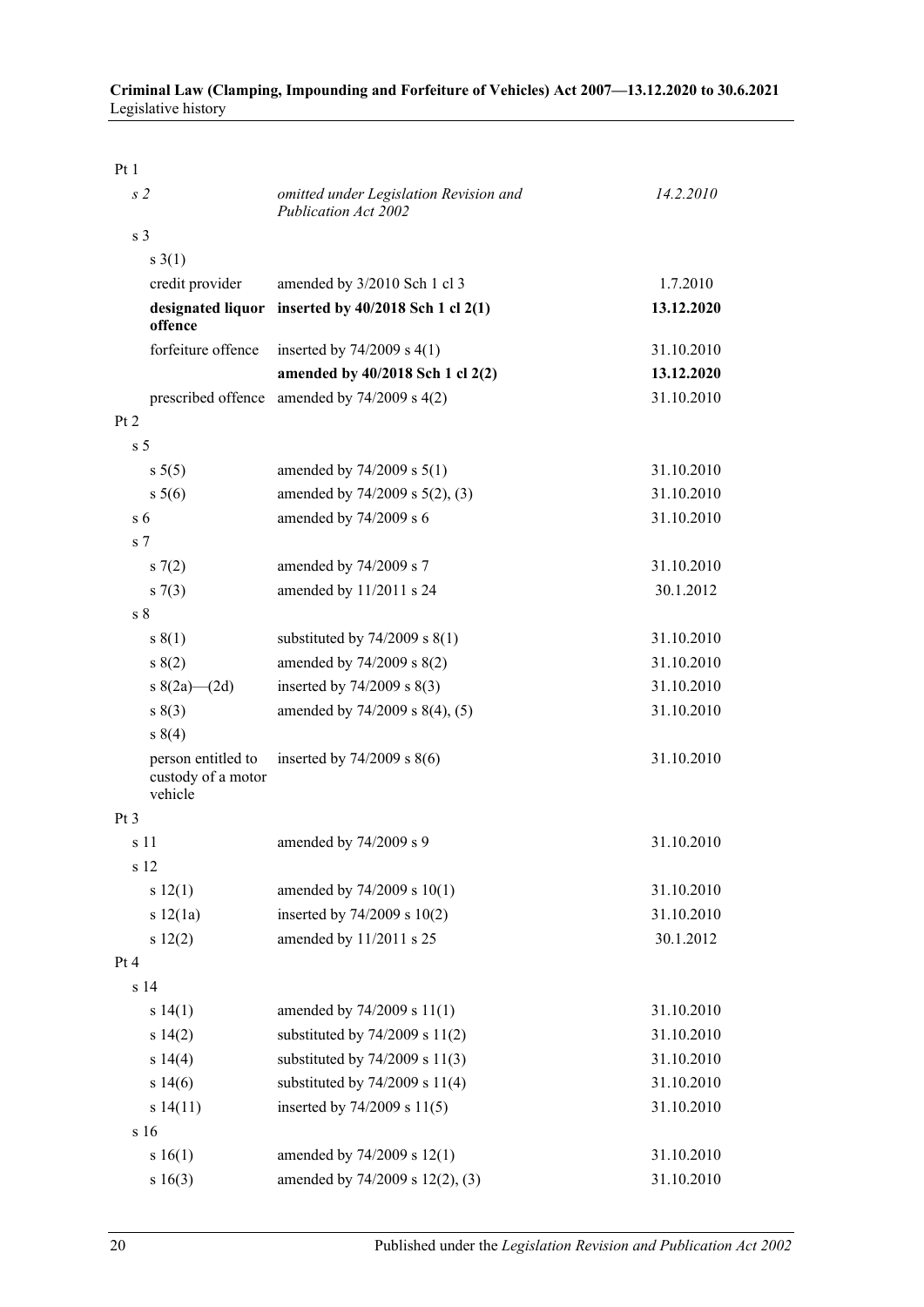| | | |
|---|---|---|
| Pt 1 | | |
| *s 2* | *omitted under Legislation Revision and Publication Act 2002* | *14.2.2010* |
| s 3 | | |
| s 3(1) | | |
| credit provider | amended by 3/2010 Sch 1 cl 3 | 1.7.2010 |
| **designated liquor offence** | **inserted by 40/2018 Sch 1 cl 2(1)** | **13.12.2020** |
| forfeiture offence | inserted by 74/2009 s 4(1) | 31.10.2010 |
| | **amended by 40/2018 Sch 1 cl 2(2)** | **13.12.2020** |
| prescribed offence | amended by 74/2009 s 4(2) | 31.10.2010 |
| Pt 2 | | |
| s 5 | | |
| s 5(5) | amended by 74/2009 s 5(1) | 31.10.2010 |
| s 5(6) | amended by 74/2009 s 5(2), (3) | 31.10.2010 |
| s 6 | amended by 74/2009 s 6 | 31.10.2010 |
| s 7 | | |
| s 7(2) | amended by 74/2009 s 7 | 31.10.2010 |
| s 7(3) | amended by 11/2011 s 24 | 30.1.2012 |
| s 8 | | |
| s 8(1) | substituted by 74/2009 s 8(1) | 31.10.2010 |
| s 8(2) | amended by 74/2009 s 8(2) | 31.10.2010 |
| s 8(2a)—(2d) | inserted by 74/2009 s 8(3) | 31.10.2010 |
| s 8(3) | amended by 74/2009 s 8(4), (5) | 31.10.2010 |
| s 8(4) | | |
| person entitled to custody of a motor vehicle | inserted by 74/2009 s 8(6) | 31.10.2010 |
| Pt 3 | | |
| s 11 | amended by 74/2009 s 9 | 31.10.2010 |
| s 12 | | |
| s 12(1) | amended by 74/2009 s 10(1) | 31.10.2010 |
| s 12(1a) | inserted by 74/2009 s 10(2) | 31.10.2010 |
| s 12(2) | amended by 11/2011 s 25 | 30.1.2012 |
| Pt 4 | | |
| s 14 | | |
| s 14(1) | amended by 74/2009 s 11(1) | 31.10.2010 |
| s 14(2) | substituted by 74/2009 s 11(2) | 31.10.2010 |
| s 14(4) | substituted by 74/2009 s 11(3) | 31.10.2010 |
| s 14(6) | substituted by 74/2009 s 11(4) | 31.10.2010 |
| s 14(11) | inserted by 74/2009 s 11(5) | 31.10.2010 |
| s 16 | | |
| s 16(1) | amended by 74/2009 s 12(1) | 31.10.2010 |
| s 16(3) | amended by 74/2009 s 12(2), (3) | 31.10.2010 |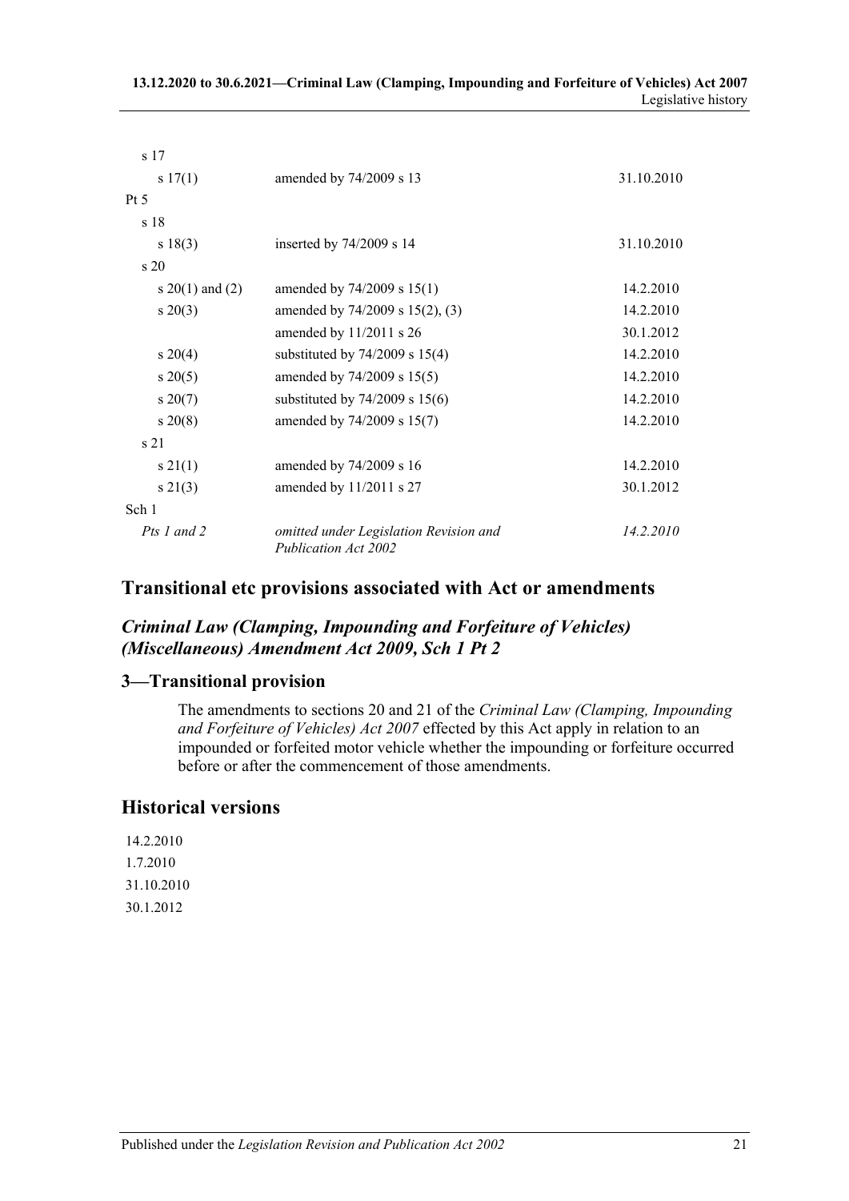| | | |
|---|---|---|
| s 17 | | |
| s 17(1) | amended by 74/2009 s 13 | 31.10.2010 |
| Pt 5 | | |
| s 18 | | |
| s 18(3) | inserted by 74/2009 s 14 | 31.10.2010 |
| s 20 | | |
| s 20(1) and (2) | amended by 74/2009 s 15(1) | 14.2.2010 |
| s 20(3) | amended by 74/2009 s 15(2), (3) | 14.2.2010 |
| | amended by 11/2011 s 26 | 30.1.2012 |
| s 20(4) | substituted by 74/2009 s 15(4) | 14.2.2010 |
| s 20(5) | amended by 74/2009 s 15(5) | 14.2.2010 |
| s 20(7) | substituted by 74/2009 s 15(6) | 14.2.2010 |
| s 20(8) | amended by 74/2009 s 15(7) | 14.2.2010 |
| s 21 | | |
| s 21(1) | amended by 74/2009 s 16 | 14.2.2010 |
| s 21(3) | amended by 11/2011 s 27 | 30.1.2012 |
| Sch 1 | | |
| *Pts 1 and 2* | *omitted under Legislation Revision and Publication Act 2002* | *14.2.2010* |

## Transitional etc provisions associated with Act or amendments

### *Criminal Law (Clamping, Impounding and Forfeiture of Vehicles) (Miscellaneous) Amendment Act 2009, Sch 1 Pt 2*

### 3—Transitional provision

The amendments to sections 20 and 21 of the *Criminal Law (Clamping, Impounding and Forfeiture of Vehicles) Act 2007* effected by this Act apply in relation to an impounded or forfeited motor vehicle whether the impounding or forfeiture occurred before or after the commencement of those amendments.

## Historical versions

14.2.2010

1.7.2010

31.10.2010

30.1.2012